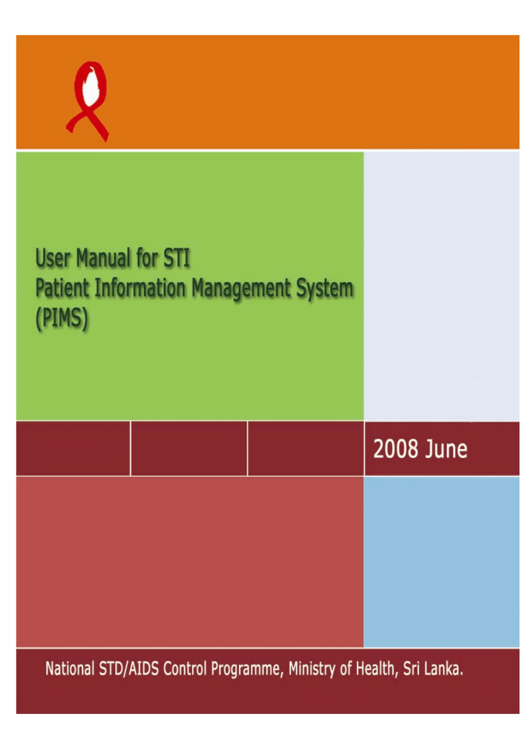# User Manual for STI Patient Information Management System (PIMS)

2008 June

National STD/AIDS Control Programme, Ministry of Health, Sri Lanka.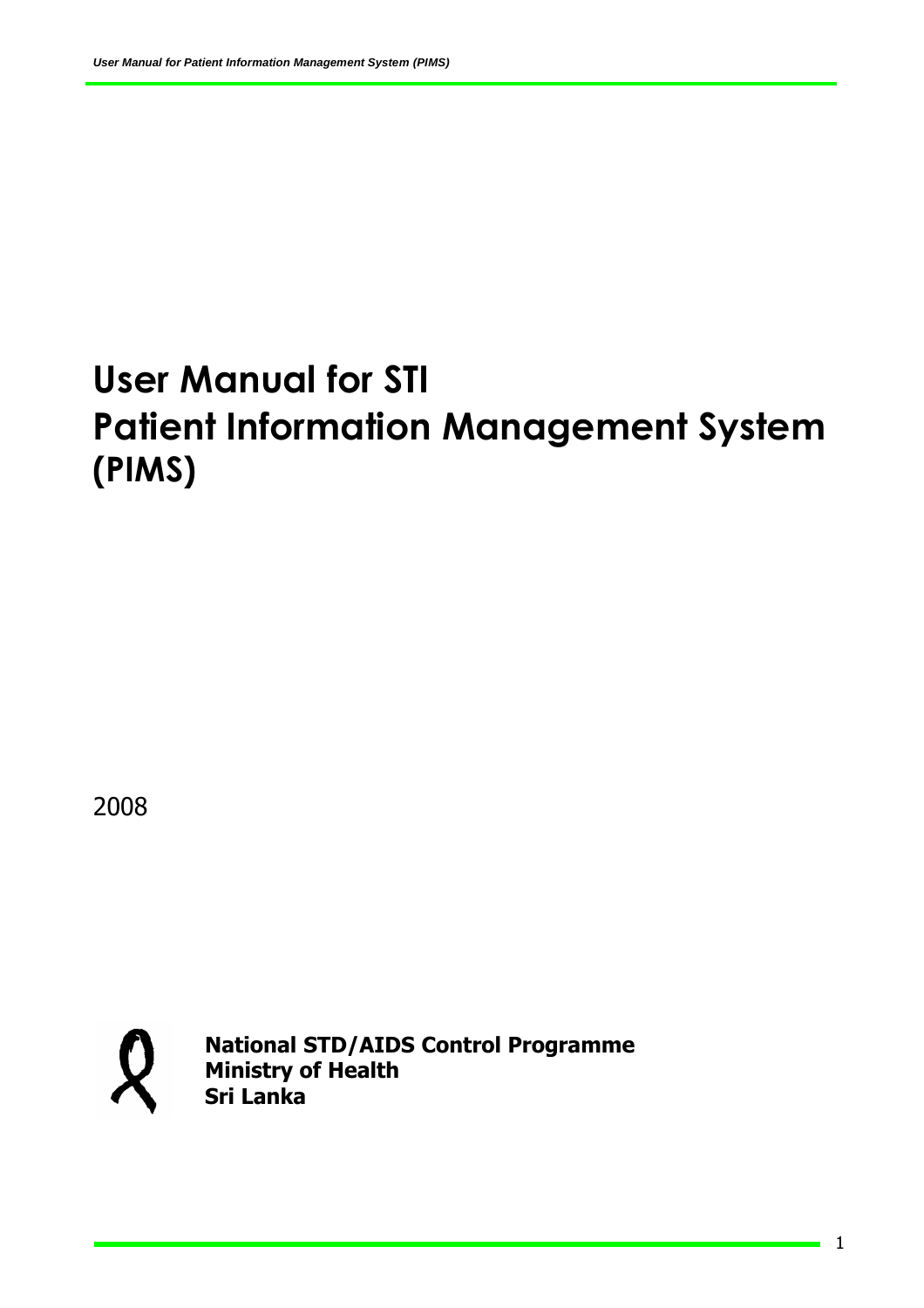# User Manual for STI Patient Information Management System (PIMS)

2008

**National STD/AIDS Control Programme**
**Ministry of Health**
**Sri Lanka**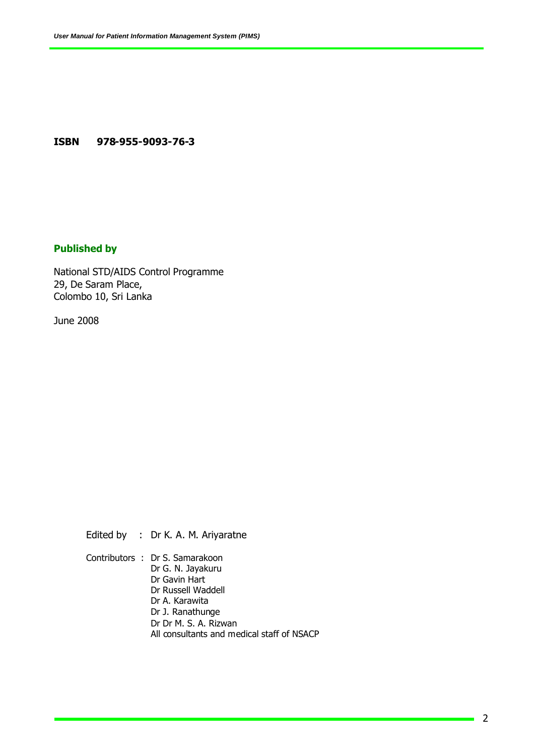**ISBN 978-955-9093-76-3**

**Published by**

National STD/AIDS Control Programme
29, De Saram Place,
Colombo 10, Sri Lanka

June 2008

Edited by : Dr K. A. M. Ariyaratne

Contributors : Dr S. Samarakoon
Dr G. N. Jayakuru
Dr Gavin Hart
Dr Russell Waddell
Dr A. Karawita
Dr J. Ranathunge
Dr Dr M. S. A. Rizwan
All consultants and medical staff of NSACP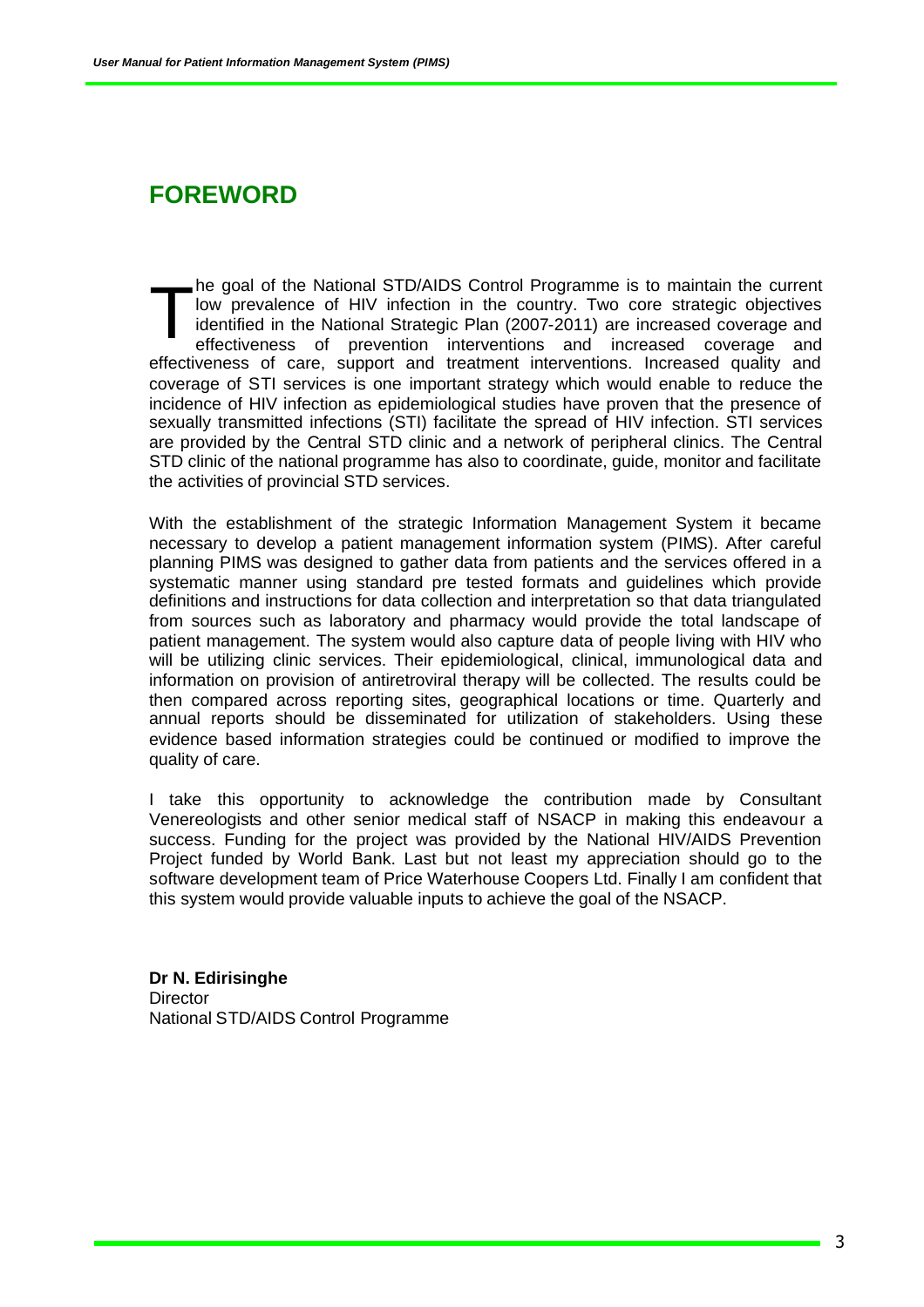# FOREWORD

The goal of the National STD/AIDS Control Programme is to maintain the current low prevalence of HIV infection in the country. Two core strategic objectives identified in the National Strategic Plan (2007-2011) are increased coverage and effectiveness of prevention interventions and increased coverage and effectiveness of care, support and treatment interventions. Increased quality and coverage of STI services is one important strategy which would enable to reduce the incidence of HIV infection as epidemiological studies have proven that the presence of sexually transmitted infections (STI) facilitate the spread of HIV infection. STI services are provided by the Central STD clinic and a network of peripheral clinics. The Central STD clinic of the national programme has also to coordinate, guide, monitor and facilitate the activities of provincial STD services.

With the establishment of the strategic Information Management System it became necessary to develop a patient management information system (PIMS). After careful planning PIMS was designed to gather data from patients and the services offered in a systematic manner using standard pre tested formats and guidelines which provide definitions and instructions for data collection and interpretation so that data triangulated from sources such as laboratory and pharmacy would provide the total landscape of patient management. The system would also capture data of people living with HIV who will be utilizing clinic services. Their epidemiological, clinical, immunological data and information on provision of antiretroviral therapy will be collected. The results could be then compared across reporting sites, geographical locations or time. Quarterly and annual reports should be disseminated for utilization of stakeholders. Using these evidence based information strategies could be continued or modified to improve the quality of care.

I take this opportunity to acknowledge the contribution made by Consultant Venereologists and other senior medical staff of NSACP in making this endeavour a success. Funding for the project was provided by the National HIV/AIDS Prevention Project funded by World Bank. Last but not least my appreciation should go to the software development team of Price Waterhouse Coopers Ltd. Finally I am confident that this system would provide valuable inputs to achieve the goal of the NSACP.

**Dr N. Edirisinghe**
Director
National STD/AIDS Control Programme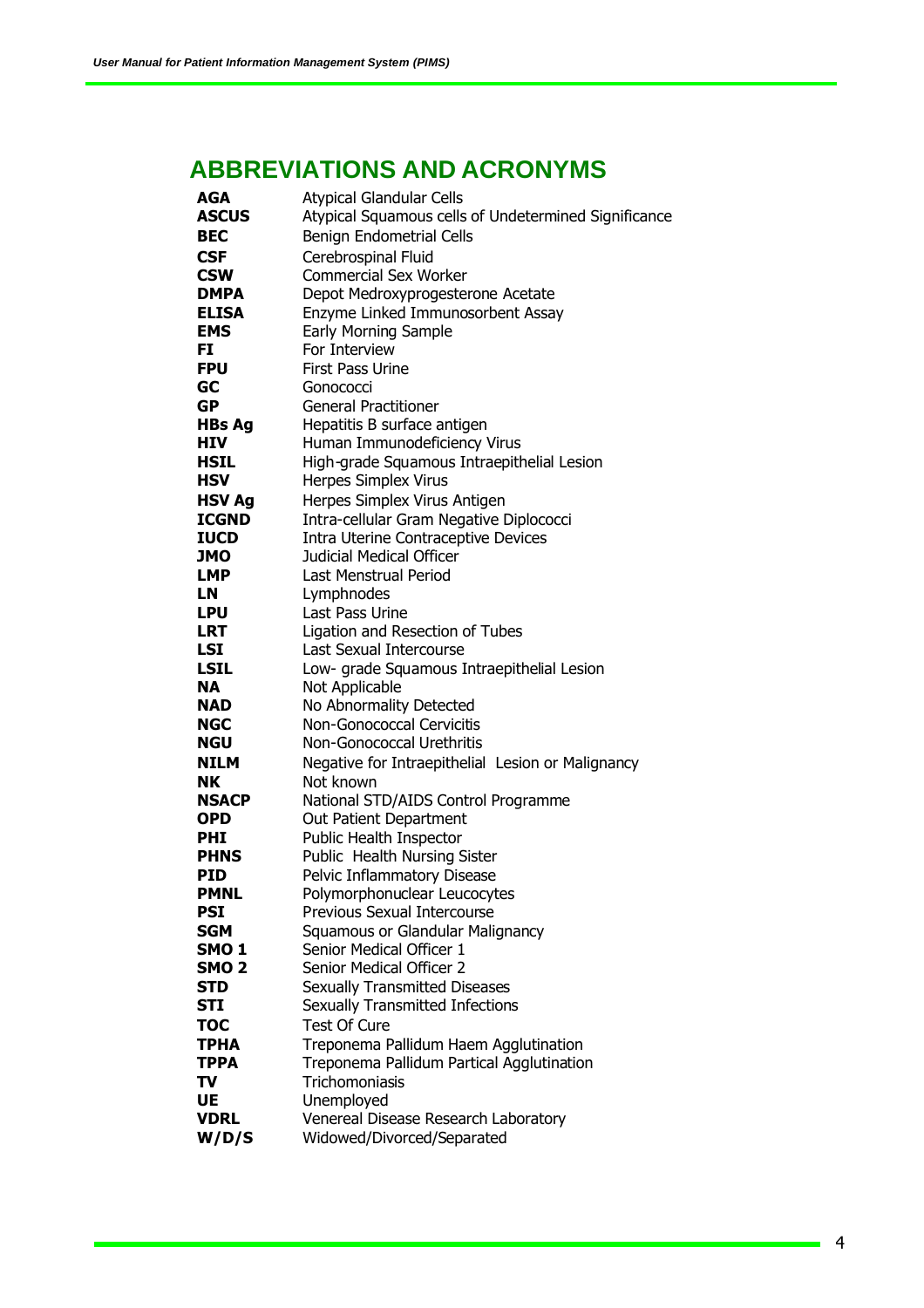# ABBREVIATIONS AND ACRONYMS

| | |
|---|---|
| **AGA** | Atypical Glandular Cells |
| **ASCUS** | Atypical Squamous cells of Undetermined Significance |
| **BEC** | Benign Endometrial Cells |
| **CSF** | Cerebrospinal Fluid |
| **CSW** | Commercial Sex Worker |
| **DMPA** | Depot Medroxyprogesterone Acetate |
| **ELISA** | Enzyme Linked Immunosorbent Assay |
| **EMS** | Early Morning Sample |
| **FI** | For Interview |
| **FPU** | First Pass Urine |
| **GC** | Gonococci |
| **GP** | General Practitioner |
| **HBs Ag** | Hepatitis B surface antigen |
| **HIV** | Human Immunodeficiency Virus |
| **HSIL** | High-grade Squamous Intraepithelial Lesion |
| **HSV** | Herpes Simplex Virus |
| **HSV Ag** | Herpes Simplex Virus Antigen |
| **ICGND** | Intra-cellular Gram Negative Diplococci |
| **IUCD** | Intra Uterine Contraceptive Devices |
| **JMO** | Judicial Medical Officer |
| **LMP** | Last Menstrual Period |
| **LN** | Lymphnodes |
| **LPU** | Last Pass Urine |
| **LRT** | Ligation and Resection of Tubes |
| **LSI** | Last Sexual Intercourse |
| **LSIL** | Low- grade Squamous Intraepithelial Lesion |
| **NA** | Not Applicable |
| **NAD** | No Abnormality Detected |
| **NGC** | Non-Gonococcal Cervicitis |
| **NGU** | Non-Gonococcal Urethritis |
| **NILM** | Negative for Intraepithelial Lesion or Malignancy |
| **NK** | Not known |
| **NSACP** | National STD/AIDS Control Programme |
| **OPD** | Out Patient Department |
| **PHI** | Public Health Inspector |
| **PHNS** | Public Health Nursing Sister |
| **PID** | Pelvic Inflammatory Disease |
| **PMNL** | Polymorphonuclear Leucocytes |
| **PSI** | Previous Sexual Intercourse |
| **SGM** | Squamous or Glandular Malignancy |
| **SMO 1** | Senior Medical Officer 1 |
| **SMO 2** | Senior Medical Officer 2 |
| **STD** | Sexually Transmitted Diseases |
| **STI** | Sexually Transmitted Infections |
| **TOC** | Test Of Cure |
| **TPHA** | Treponema Pallidum Haem Agglutination |
| **TPPA** | Treponema Pallidum Partical Agglutination |
| **TV** | Trichomoniasis |
| **UE** | Unemployed |
| **VDRL** | Venereal Disease Research Laboratory |
| **W/D/S** | Widowed/Divorced/Separated |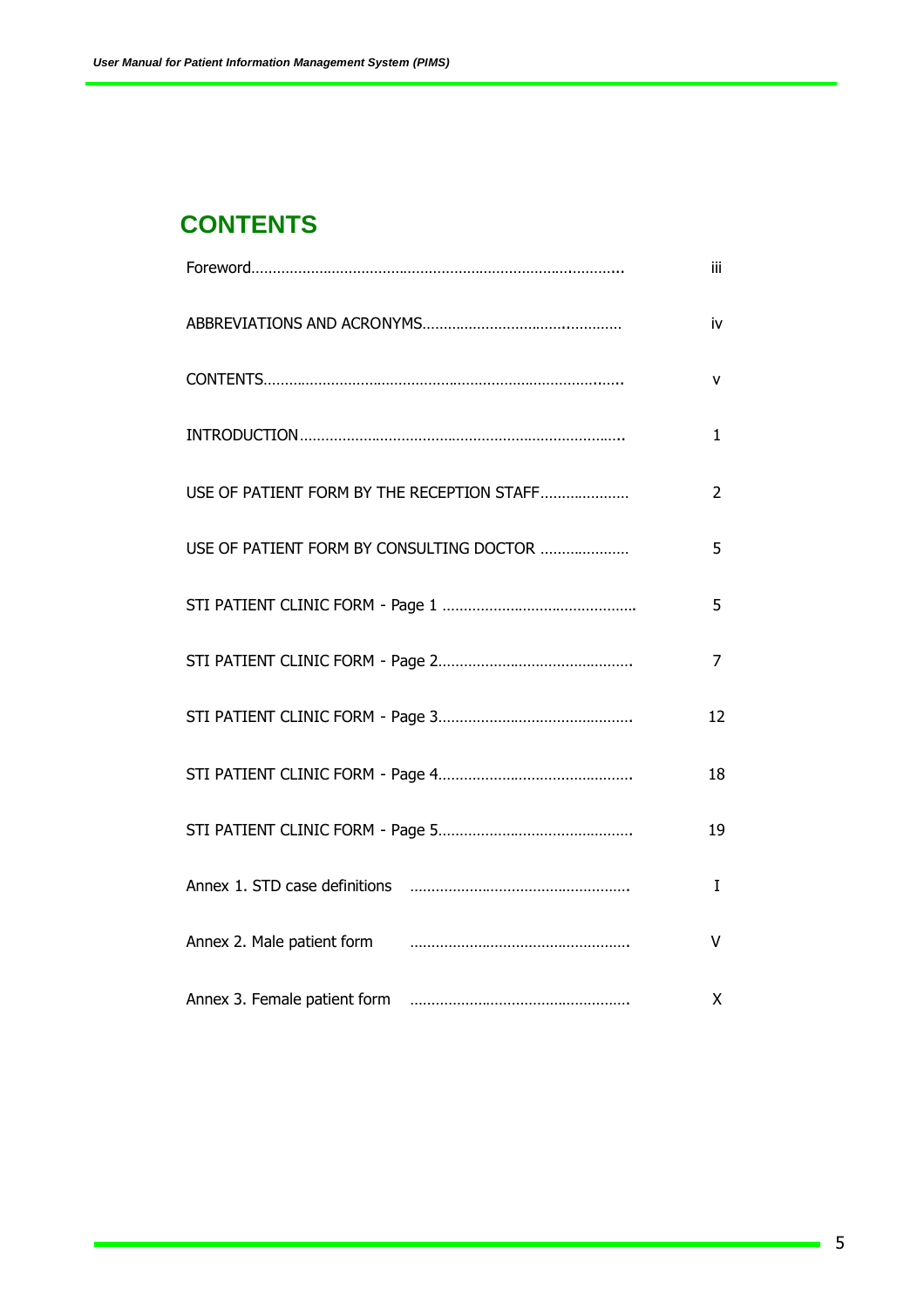## CONTENTS

| | |
|---|---|
| Foreword | iii |
| ABBREVIATIONS AND ACRONYMS | iv |
| CONTENTS | v |
| INTRODUCTION | 1 |
| USE OF PATIENT FORM BY THE RECEPTION STAFF | 2 |
| USE OF PATIENT FORM BY CONSULTING DOCTOR | 5 |
| STI PATIENT CLINIC FORM - Page 1 | 5 |
| STI PATIENT CLINIC FORM - Page 2 | 7 |
| STI PATIENT CLINIC FORM - Page 3 | 12 |
| STI PATIENT CLINIC FORM - Page 4 | 18 |
| STI PATIENT CLINIC FORM - Page 5 | 19 |
| Annex 1. STD case definitions | I |
| Annex 2. Male patient form | V |
| Annex 3. Female patient form | X |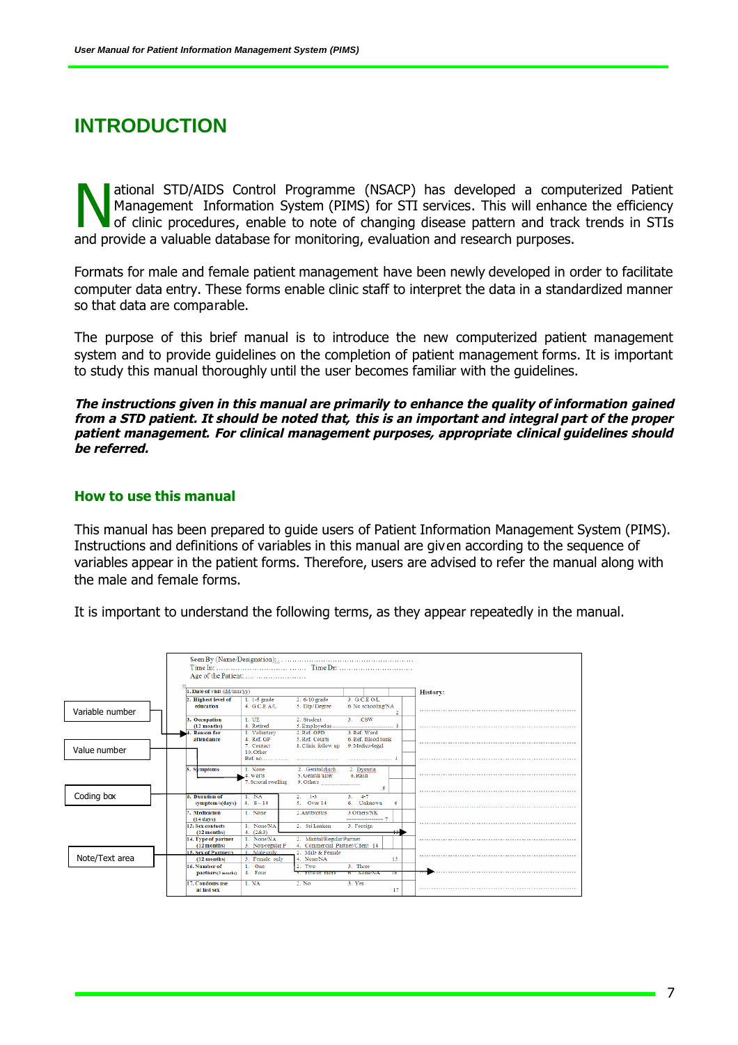# INTRODUCTION

National STD/AIDS Control Programme (NSACP) has developed a computerized Patient Management Information System (PIMS) for STI services. This will enhance the efficiency of clinic procedures, enable to note of changing disease pattern and track trends in STIs and provide a valuable database for monitoring, evaluation and research purposes.

Formats for male and female patient management have been newly developed in order to facilitate computer data entry. These forms enable clinic staff to interpret the data in a standardized manner so that data are comparable.

The purpose of this brief manual is to introduce the new computerized patient management system and to provide guidelines on the completion of patient management forms. It is important to study this manual thoroughly until the user becomes familiar with the guidelines.

***The instructions given in this manual are primarily to enhance the quality of information gained from a STD patient. It should be noted that, this is an important and integral part of the proper patient management. For clinical management purposes, appropriate clinical guidelines should be referred.***

## How to use this manual

This manual has been prepared to guide users of Patient Information Management System (PIMS). Instructions and definitions of variables in this manual are given according to the sequence of variables appear in the patient forms. Therefore, users are advised to refer the manual along with the male and female forms.

It is important to understand the following terms, as they appear repeatedly in the manual.

Variable number

Value number

Coding box

Note/Text area

Seen By (Name/Designation):....
Time In: .... Time Dr: ....
Age of the Patient: ....

| | | | | | History: |
|---|---|---|---|---|---|
| 1. Date of visit (dd/mm/yy) | | | | | |
| 2. Highest level of education | 1. 1-5 grade<br>4. G.C.E A/L | 2. 6-10 grade<br>5. Dip/Degree | 3. G.C.E O/L<br>6. No schooling/NA | 2 | |
| 3. Occupation (12 months) | 1. UE<br>4. Retired | 2. Student<br>5. Employed as .... | 3. CSW | 3 | |
| 4. Reason for attendance | 1. Voluntary<br>4. Ref. GP<br>7. Contact<br>10. Other<br>Ref. no.... | 2. Ref. OPD<br>5. Ref. Courts<br>8. Clinic follow up | 3. Ref. Ward<br>6. Ref. Blood bank<br>9. Medico-legal | 4 | |
| 5. Symptoms | 1. None<br>4. Warts<br>7. Scrotal swelling | 2. Genital disch.<br>5. Genital ulcer<br>9. Others .... | 3. Dysuria<br>6. Rash | 5 | |
| 6. Duration of symptom/s (days) | 1. NA<br>4. 8 – 14 | 2. 1-3<br>5. Over 14 | 3. 4-7<br>6. Unknown | 6 | |
| 7. Medication (14 days) | 1. None | 2. Antibiotics | 3. Others/NK<br>.... | 7 | |
| 13. Sex contacts (12 months) | 1. None/NA<br>4. (2&3) | 2. Sri Lankan | 3. Foreign | 13 | |
| 14. Type of partner (12 months) | 1. None/NA<br>3. Non-regular P | 2. Marital/Regular Partner<br>4. Commercial Partner/Client | | 14 | |
| 15. Sex of Partner/s (12 months) | 1. Male only<br>3. Female only | 2. Male & Female<br>4. None/NA | | 15 | |
| 16. Number of partners (3 months) | 1. One<br>4. Four | 2. Two<br>5. Five or more | 3. Three<br>6. None/NA | 16 | |
| 17. Condoms use at last sex | 1. NA | 2. No | 3. Yes | 17 | |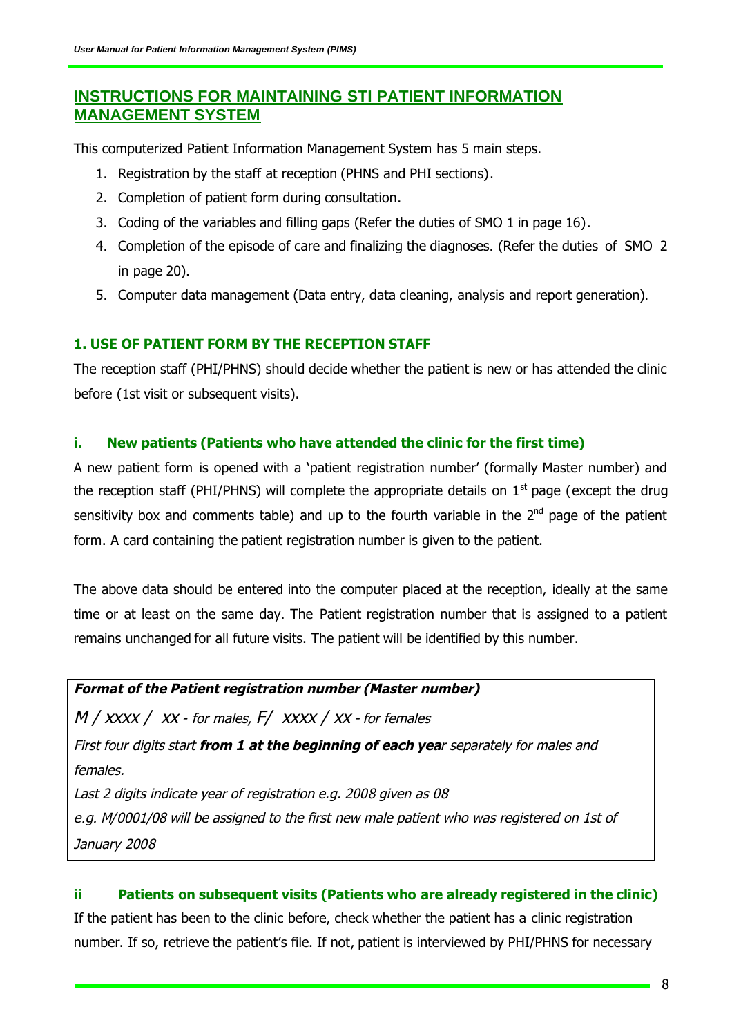## INSTRUCTIONS FOR MAINTAINING STI PATIENT INFORMATION MANAGEMENT SYSTEM

This computerized Patient Information Management System has 5 main steps.

1. Registration by the staff at reception (PHNS and PHI sections).
2. Completion of patient form during consultation.
3. Coding of the variables and filling gaps (Refer the duties of SMO 1 in page 16).
4. Completion of the episode of care and finalizing the diagnoses. (Refer the duties of SMO 2 in page 20).
5. Computer data management (Data entry, data cleaning, analysis and report generation).

### 1. USE OF PATIENT FORM BY THE RECEPTION STAFF

The reception staff (PHI/PHNS) should decide whether the patient is new or has attended the clinic before (1st visit or subsequent visits).

#### i. New patients (Patients who have attended the clinic for the first time)

A new patient form is opened with a 'patient registration number' (formally Master number) and the reception staff (PHI/PHNS) will complete the appropriate details on 1st page (except the drug sensitivity box and comments table) and up to the fourth variable in the 2nd page of the patient form. A card containing the patient registration number is given to the patient.

The above data should be entered into the computer placed at the reception, ideally at the same time or at least on the same day. The Patient registration number that is assigned to a patient remains unchanged for all future visits. The patient will be identified by this number.

***Format of the Patient registration number (Master number)***

*M / xxxx / xx - for males, F/ xxxx / xx - for females*

*First four digits start **from 1 at the beginning of each yea**r separately for males and females.*

*Last 2 digits indicate year of registration e.g. 2008 given as 08*

*e.g. M/0001/08 will be assigned to the first new male patient who was registered on 1st of January 2008*

#### ii Patients on subsequent visits (Patients who are already registered in the clinic)

If the patient has been to the clinic before, check whether the patient has a clinic registration number. If so, retrieve the patient's file. If not, patient is interviewed by PHI/PHNS for necessary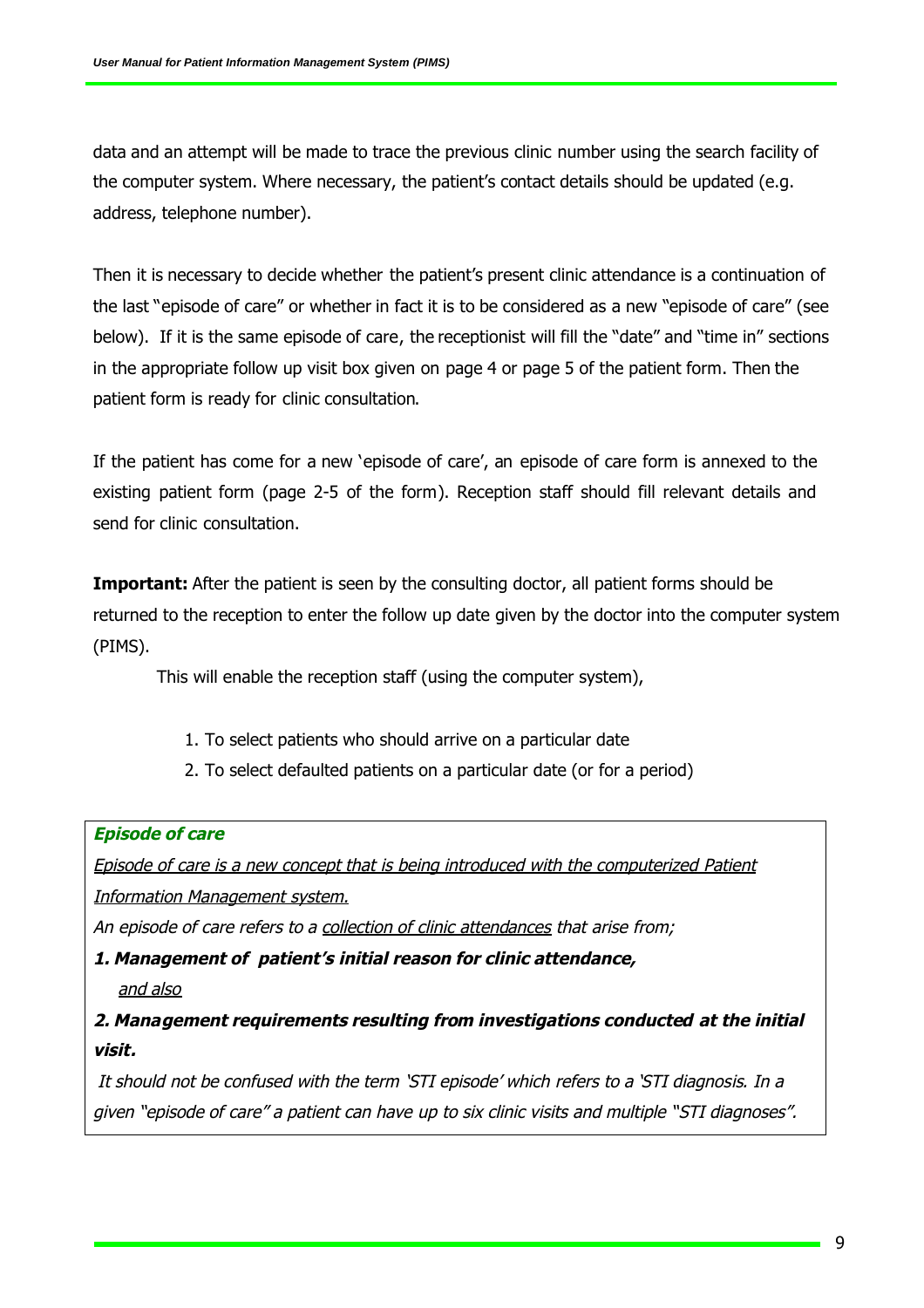data and an attempt will be made to trace the previous clinic number using the search facility of the computer system. Where necessary, the patient's contact details should be updated (e.g. address, telephone number).

Then it is necessary to decide whether the patient's present clinic attendance is a continuation of the last "episode of care" or whether in fact it is to be considered as a new "episode of care" (see below). If it is the same episode of care, the receptionist will fill the "date" and "time in" sections in the appropriate follow up visit box given on page 4 or page 5 of the patient form. Then the patient form is ready for clinic consultation.

If the patient has come for a new 'episode of care', an episode of care form is annexed to the existing patient form (page 2-5 of the form). Reception staff should fill relevant details and send for clinic consultation.

**Important:** After the patient is seen by the consulting doctor, all patient forms should be returned to the reception to enter the follow up date given by the doctor into the computer system (PIMS).

This will enable the reception staff (using the computer system),

1. To select patients who should arrive on a particular date
2. To select defaulted patients on a particular date (or for a period)

***Episode of care***

*Episode of care is a new concept that is being introduced with the computerized Patient Information Management system.*

*An episode of care refers to a collection of clinic attendances that arise from;*

***1. Management of patient's initial reason for clinic attendance,***

*and also*

***2. Management requirements resulting from investigations conducted at the initial visit.***

*It should not be confused with the term 'STI episode' which refers to a 'STI diagnosis. In a given "episode of care" a patient can have up to six clinic visits and multiple "STI diagnoses".*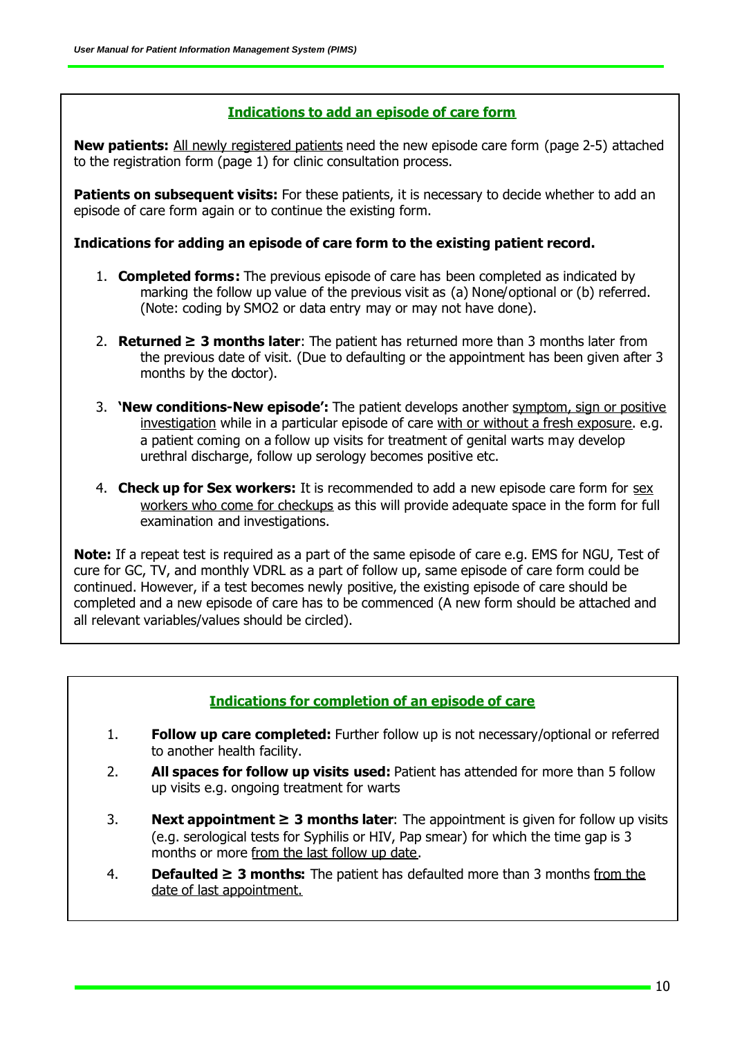## Indications to add an episode of care form

**New patients:** All newly registered patients need the new episode care form (page 2-5) attached to the registration form (page 1) for clinic consultation process.

**Patients on subsequent visits:** For these patients, it is necessary to decide whether to add an episode of care form again or to continue the existing form.

**Indications for adding an episode of care form to the existing patient record.**

1. **Completed forms:** The previous episode of care has been completed as indicated by marking the follow up value of the previous visit as (a) None/optional or (b) referred. (Note: coding by SMO2 or data entry may or may not have done).
2. **Returned ≥ 3 months later**: The patient has returned more than 3 months later from the previous date of visit. (Due to defaulting or the appointment has been given after 3 months by the doctor).
3. **'New conditions-New episode':** The patient develops another symptom, sign or positive investigation while in a particular episode of care with or without a fresh exposure. e.g. a patient coming on a follow up visits for treatment of genital warts may develop urethral discharge, follow up serology becomes positive etc.
4. **Check up for Sex workers:** It is recommended to add a new episode care form for sex workers who come for checkups as this will provide adequate space in the form for full examination and investigations.

**Note:** If a repeat test is required as a part of the same episode of care e.g. EMS for NGU, Test of cure for GC, TV, and monthly VDRL as a part of follow up, same episode of care form could be continued. However, if a test becomes newly positive, the existing episode of care should be completed and a new episode of care has to be commenced (A new form should be attached and all relevant variables/values should be circled).

## Indications for completion of an episode of care

1. **Follow up care completed:** Further follow up is not necessary/optional or referred to another health facility.
2. **All spaces for follow up visits used:** Patient has attended for more than 5 follow up visits e.g. ongoing treatment for warts
3. **Next appointment ≥ 3 months later**: The appointment is given for follow up visits (e.g. serological tests for Syphilis or HIV, Pap smear) for which the time gap is 3 months or more from the last follow up date.
4. **Defaulted ≥ 3 months:** The patient has defaulted more than 3 months from the date of last appointment.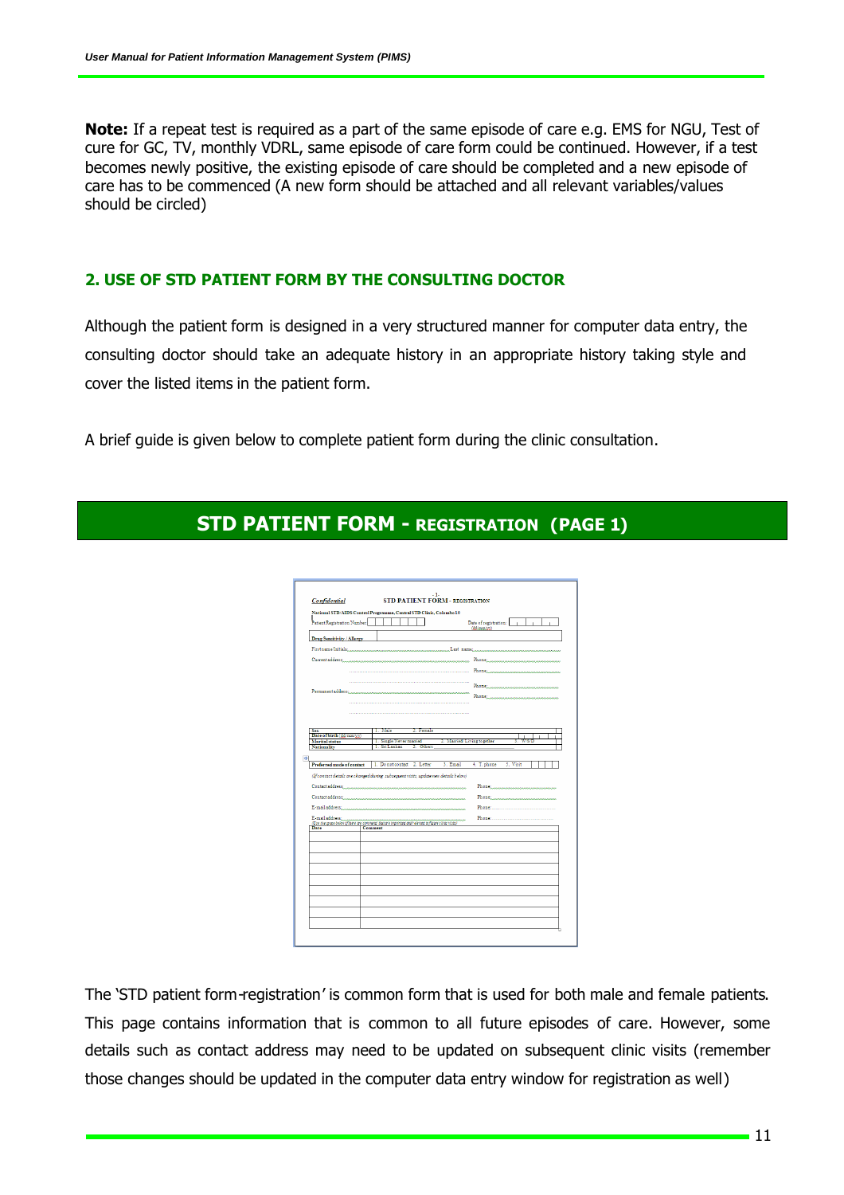**Note:** If a repeat test is required as a part of the same episode of care e.g. EMS for NGU, Test of cure for GC, TV, monthly VDRL, same episode of care form could be continued. However, if a test becomes newly positive, the existing episode of care should be completed and a new episode of care has to be commenced (A new form should be attached and all relevant variables/values should be circled)

## 2. USE OF STD PATIENT FORM BY THE CONSULTING DOCTOR

Although the patient form is designed in a very structured manner for computer data entry, the consulting doctor should take an adequate history in an appropriate history taking style and cover the listed items in the patient form.

A brief guide is given below to complete patient form during the clinic consultation.

## STD PATIENT FORM - REGISTRATION (PAGE 1)

The 'STD patient form-registration' is common form that is used for both male and female patients. This page contains information that is common to all future episodes of care. However, some details such as contact address may need to be updated on subsequent clinic visits (remember those changes should be updated in the computer data entry window for registration as well)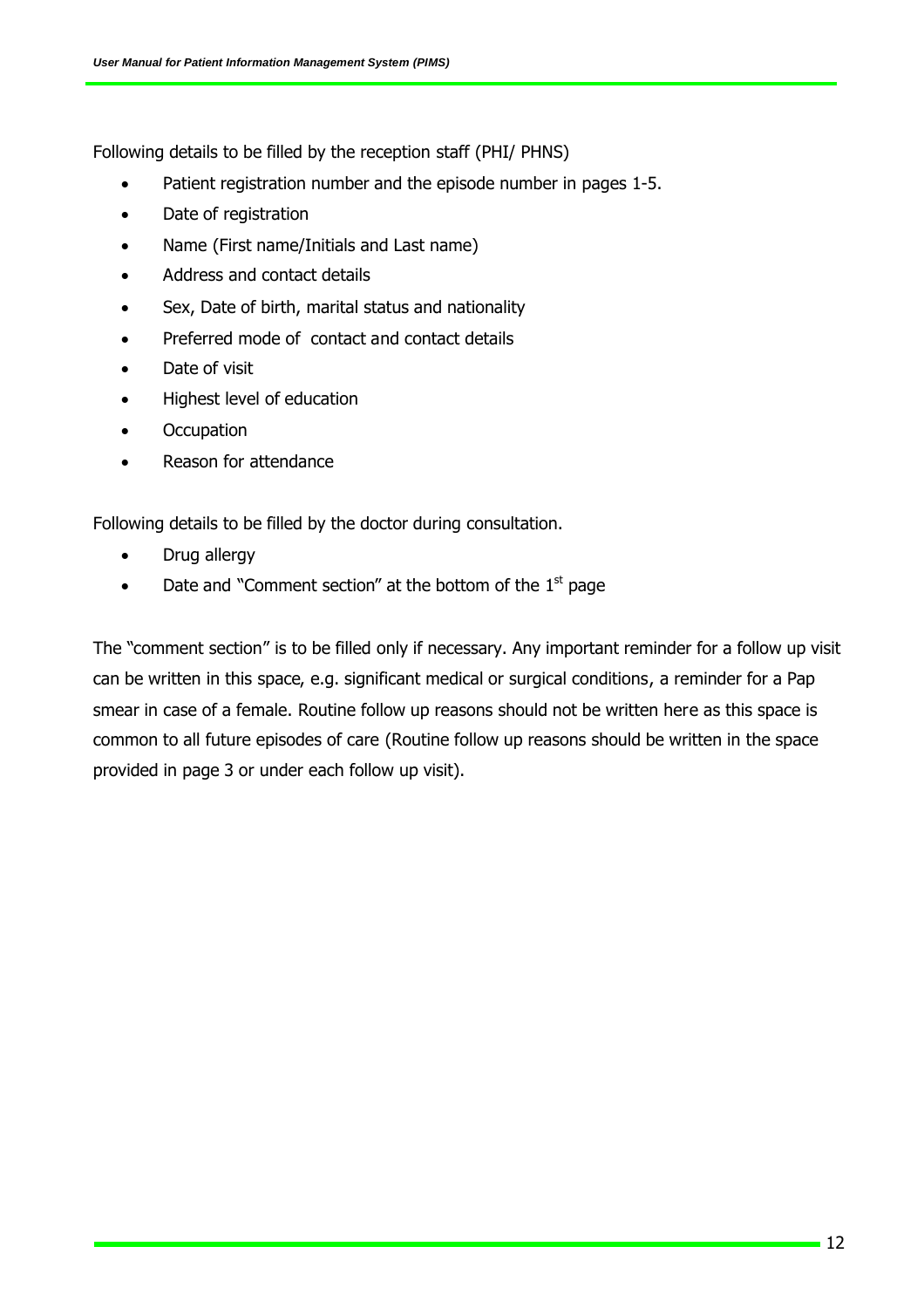Following details to be filled by the reception staff (PHI/ PHNS)

- Patient registration number and the episode number in pages 1-5.
- Date of registration
- Name (First name/Initials and Last name)
- Address and contact details
- Sex, Date of birth, marital status and nationality
- Preferred mode of contact and contact details
- Date of visit
- Highest level of education
- Occupation
- Reason for attendance

Following details to be filled by the doctor during consultation.

- Drug allergy
- Date and "Comment section" at the bottom of the 1st page

The "comment section" is to be filled only if necessary. Any important reminder for a follow up visit can be written in this space, e.g. significant medical or surgical conditions, a reminder for a Pap smear in case of a female. Routine follow up reasons should not be written here as this space is common to all future episodes of care (Routine follow up reasons should be written in the space provided in page 3 or under each follow up visit).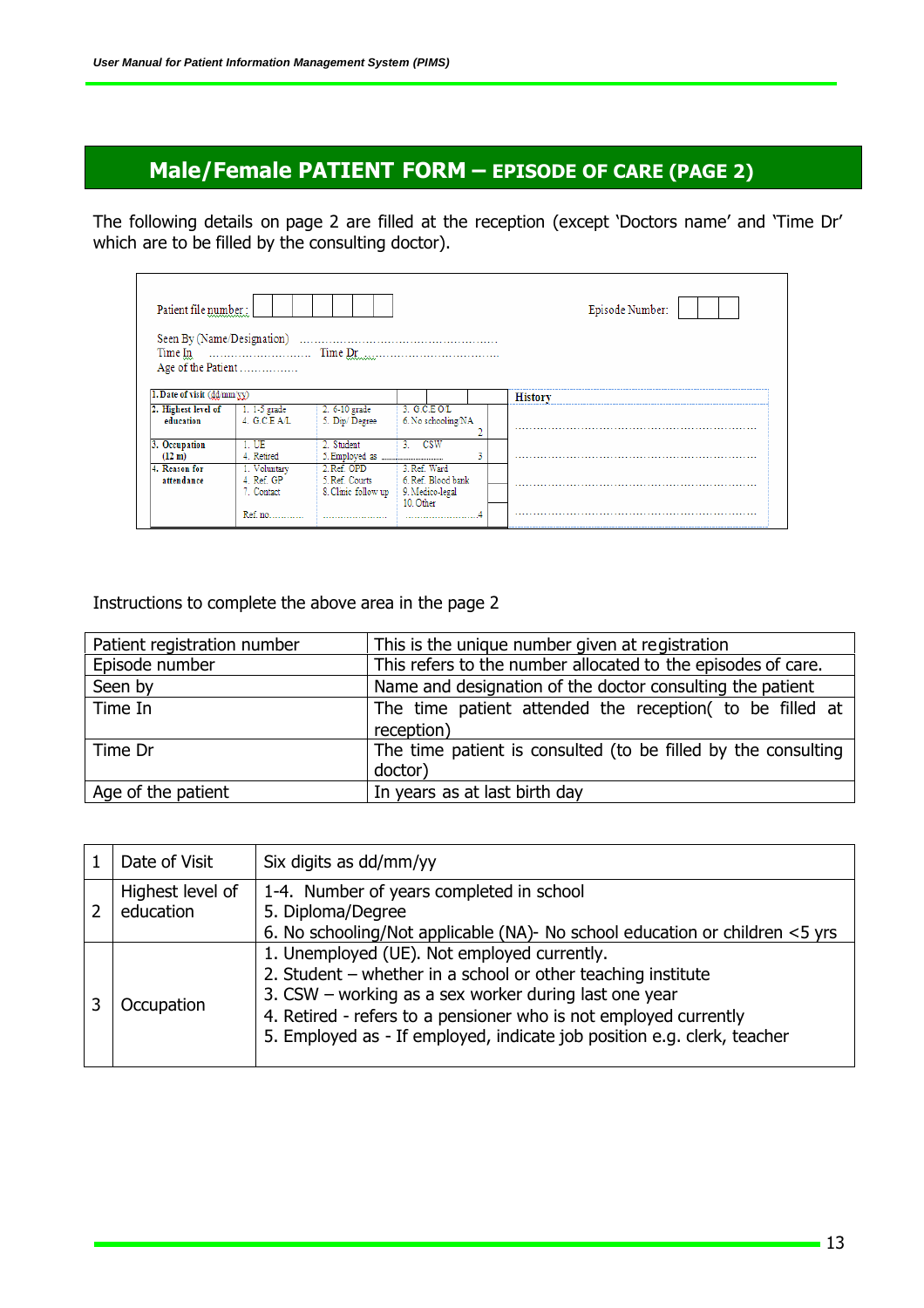## Male/Female PATIENT FORM – EPISODE OF CARE (PAGE 2)

The following details on page 2 are filled at the reception (except 'Doctors name' and 'Time Dr' which are to be filled by the consulting doctor).

Patient file number: | | | | | | | |  Episode Number: | | | |

Seen By (Name/Designation) ……………………………………………
Time In ……………………… Time Dr ………………………………
Age of the Patient ……………

| 1. Date of visit (dd mm yy) | | | | | History |
|---|---|---|---|---|---|
| 2. Highest level of education | 1. 1-5 grade<br>4. G.C.E A/L | 2. 6-10 grade<br>5. Dip/ Degree | 3. G.C.E O/L<br>6. No schooling/NA<br>2 | | ………………………………………… |
| 3. Occupation (12 m) | 1. UE<br>4. Retired | 2. Student<br>5. Employed as ……… | 3. CSW<br>3 | | ………………………………………… |
| 4. Reason for attendance | 1. Voluntary<br>4. Ref. GP<br>7. Contact<br>Ref. no………… | 2. Ref. OPD<br>5. Ref. Courts<br>8. Clinic follow up<br>………………… | 3. Ref. Ward<br>6. Ref. Blood bank<br>9. Medico-legal<br>10. Other<br>………………4 | | ………………………………………… |

Instructions to complete the above area in the page 2

| Patient registration number | This is the unique number given at registration |
|---|---|
| Episode number | This refers to the number allocated to the episodes of care. |
| Seen by | Name and designation of the doctor consulting the patient |
| Time In | The time patient attended the reception( to be filled at reception) |
| Time Dr | The time patient is consulted (to be filled by the consulting doctor) |
| Age of the patient | In years as at last birth day |

| 1 | Date of Visit | Six digits as dd/mm/yy |
|---|---|---|
| 2 | Highest level of education | 1-4. Number of years completed in school<br>5. Diploma/Degree<br>6. No schooling/Not applicable (NA)- No school education or children <5 yrs |
| 3 | Occupation | 1. Unemployed (UE). Not employed currently.<br>2. Student – whether in a school or other teaching institute<br>3. CSW – working as a sex worker during last one year<br>4. Retired - refers to a pensioner who is not employed currently<br>5. Employed as - If employed, indicate job position e.g. clerk, teacher |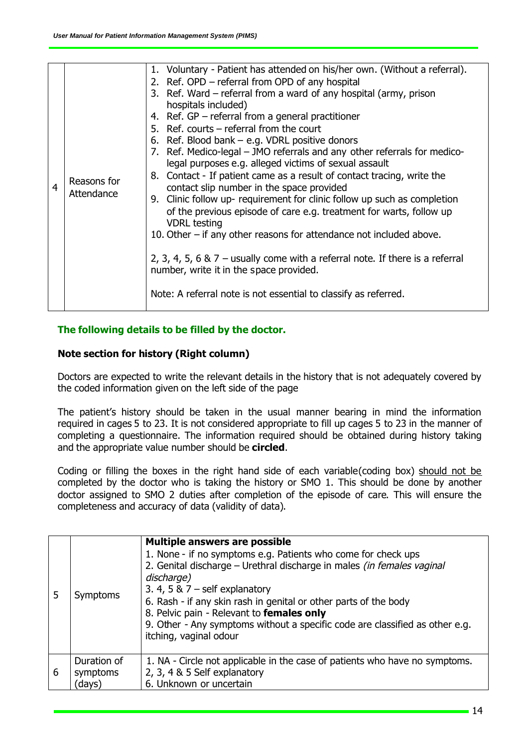| | | |
|---|---|---|
| 4 | Reasons for Attendance | 1. Voluntary - Patient has attended on his/her own. (Without a referral).<br>2. Ref. OPD – referral from OPD of any hospital<br>3. Ref. Ward – referral from a ward of any hospital (army, prison hospitals included)<br>4. Ref. GP – referral from a general practitioner<br>5. Ref. courts – referral from the court<br>6. Ref. Blood bank – e.g. VDRL positive donors<br>7. Ref. Medico-legal – JMO referrals and any other referrals for medico-legal purposes e.g. alleged victims of sexual assault<br>8. Contact - If patient came as a result of contact tracing, write the contact slip number in the space provided<br>9. Clinic follow up- requirement for clinic follow up such as completion of the previous episode of care e.g. treatment for warts, follow up VDRL testing<br>10. Other – if any other reasons for attendance not included above.<br><br>2, 3, 4, 5, 6 & 7 – usually come with a referral note. If there is a referral number, write it in the space provided.<br><br>Note: A referral note is not essential to classify as referred. |

**The following details to be filled by the doctor.**

**Note section for history (Right column)**

Doctors are expected to write the relevant details in the history that is not adequately covered by the coded information given on the left side of the page

The patient's history should be taken in the usual manner bearing in mind the information required in cages 5 to 23. It is not considered appropriate to fill up cages 5 to 23 in the manner of completing a questionnaire. The information required should be obtained during history taking and the appropriate value number should be **circled**.

Coding or filling the boxes in the right hand side of each variable(coding box) should not be completed by the doctor who is taking the history or SMO 1. This should be done by another doctor assigned to SMO 2 duties after completion of the episode of care. This will ensure the completeness and accuracy of data (validity of data).

| | | |
|---|---|---|
| 5 | Symptoms | **Multiple answers are possible**<br>1. None - if no symptoms e.g. Patients who come for check ups<br>2. Genital discharge – Urethral discharge in males *(in females vaginal discharge)*<br>3. 4, 5 & 7 – self explanatory<br>6. Rash - if any skin rash in genital or other parts of the body<br>8. Pelvic pain - Relevant to **females only**<br>9. Other - Any symptoms without a specific code are classified as other e.g. itching, vaginal odour |
| 6 | Duration of symptoms (days) | 1. NA - Circle not applicable in the case of patients who have no symptoms.<br>2, 3, 4 & 5 Self explanatory<br>6. Unknown or uncertain |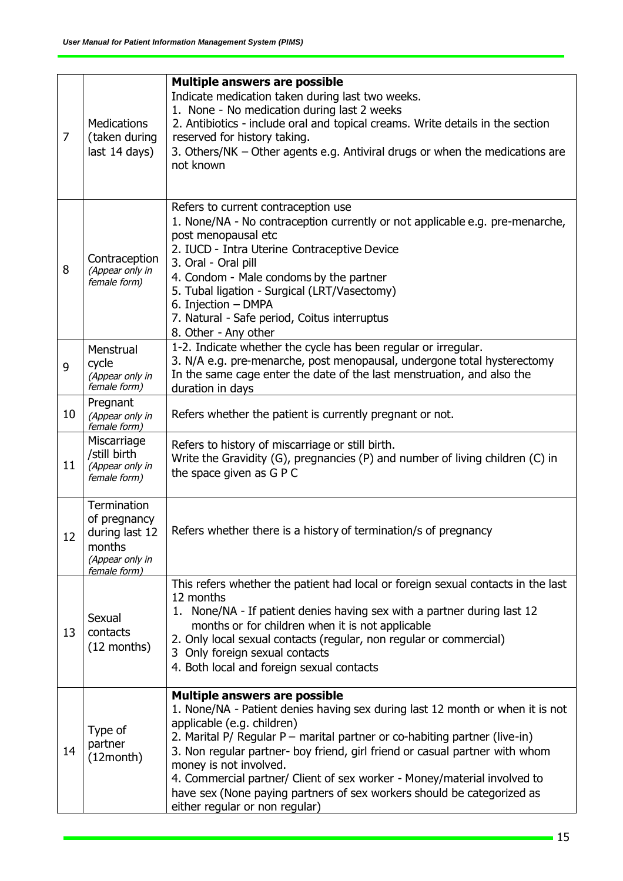| | | |
|---|---|---|
| 7 | Medications (taken during last 14 days) | **Multiple answers are possible**<br>Indicate medication taken during last two weeks.<br>1. None - No medication during last 2 weeks<br>2. Antibiotics - include oral and topical creams. Write details in the section reserved for history taking.<br>3. Others/NK – Other agents e.g. Antiviral drugs or when the medications are not known |
| 8 | Contraception *(Appear only in female form)* | Refers to current contraception use<br>1. None/NA - No contraception currently or not applicable e.g. pre-menarche, post menopausal etc<br>2. IUCD - Intra Uterine Contraceptive Device<br>3. Oral - Oral pill<br>4. Condom - Male condoms by the partner<br>5. Tubal ligation - Surgical (LRT/Vasectomy)<br>6. Injection – DMPA<br>7. Natural - Safe period, Coitus interruptus<br>8. Other - Any other |
| 9 | Menstrual cycle *(Appear only in female form)* | 1-2. Indicate whether the cycle has been regular or irregular.<br>3. N/A e.g. pre-menarche, post menopausal, undergone total hysterectomy<br>In the same cage enter the date of the last menstruation, and also the duration in days |
| 10 | Pregnant *(Appear only in female form)* | Refers whether the patient is currently pregnant or not. |
| 11 | Miscarriage /still birth *(Appear only in female form)* | Refers to history of miscarriage or still birth.<br>Write the Gravidity (G), pregnancies (P) and number of living children (C) in the space given as G P C |
| 12 | Termination of pregnancy during last 12 months *(Appear only in female form)* | Refers whether there is a history of termination/s of pregnancy |
| 13 | Sexual contacts (12 months) | This refers whether the patient had local or foreign sexual contacts in the last 12 months<br>1. None/NA - If patient denies having sex with a partner during last 12 months or for children when it is not applicable<br>2. Only local sexual contacts (regular, non regular or commercial)<br>3 Only foreign sexual contacts<br>4. Both local and foreign sexual contacts |
| 14 | Type of partner (12month) | **Multiple answers are possible**<br>1. None/NA - Patient denies having sex during last 12 month or when it is not applicable (e.g. children)<br>2. Marital P/ Regular P – marital partner or co-habiting partner (live-in)<br>3. Non regular partner- boy friend, girl friend or casual partner with whom money is not involved.<br>4. Commercial partner/ Client of sex worker - Money/material involved to have sex (None paying partners of sex workers should be categorized as either regular or non regular) |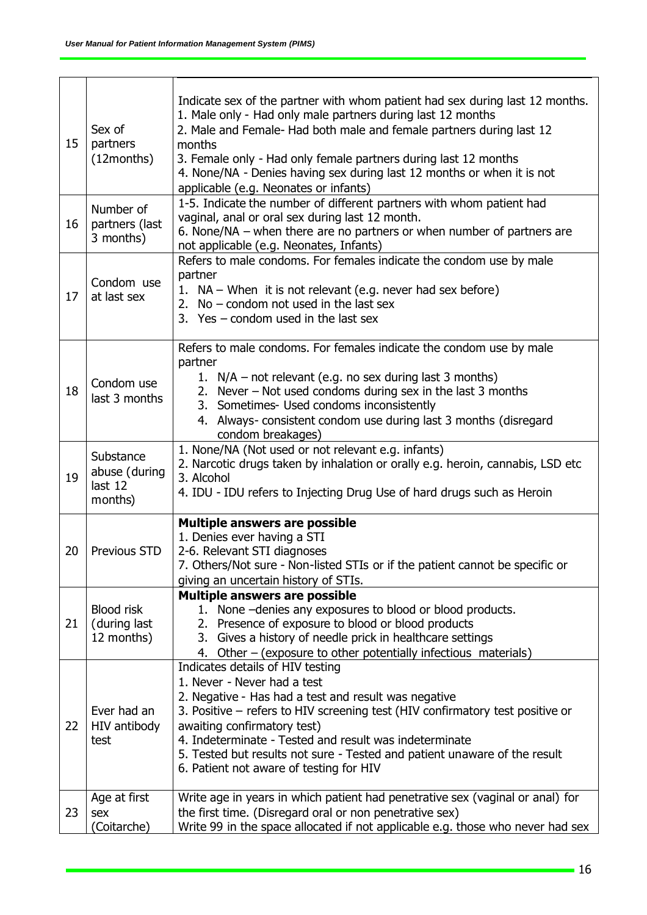| | | |
|---|---|---|
| 15 | Sex of partners (12months) | Indicate sex of the partner with whom patient had sex during last 12 months.<br>1. Male only - Had only male partners during last 12 months<br>2. Male and Female- Had both male and female partners during last 12 months<br>3. Female only - Had only female partners during last 12 months<br>4. None/NA - Denies having sex during last 12 months or when it is not applicable (e.g. Neonates or infants) |
| 16 | Number of partners (last 3 months) | 1-5. Indicate the number of different partners with whom patient had vaginal, anal or oral sex during last 12 month.<br>6. None/NA – when there are no partners or when number of partners are not applicable (e.g. Neonates, Infants) |
| 17 | Condom use at last sex | Refers to male condoms. For females indicate the condom use by male partner<br>1. NA – When it is not relevant (e.g. never had sex before)<br>2. No – condom not used in the last sex<br>3. Yes – condom used in the last sex |
| 18 | Condom use last 3 months | Refers to male condoms. For females indicate the condom use by male partner<br>1. N/A – not relevant (e.g. no sex during last 3 months)<br>2. Never – Not used condoms during sex in the last 3 months<br>3. Sometimes- Used condoms inconsistently<br>4. Always- consistent condom use during last 3 months (disregard condom breakages) |
| 19 | Substance abuse (during last 12 months) | 1. None/NA (Not used or not relevant e.g. infants)<br>2. Narcotic drugs taken by inhalation or orally e.g. heroin, cannabis, LSD etc<br>3. Alcohol<br>4. IDU - IDU refers to Injecting Drug Use of hard drugs such as Heroin |
| 20 | Previous STD | **Multiple answers are possible**<br>1. Denies ever having a STI<br>2-6. Relevant STI diagnoses<br>7. Others/Not sure - Non-listed STIs or if the patient cannot be specific or giving an uncertain history of STIs. |
| 21 | Blood risk (during last 12 months) | **Multiple answers are possible**<br>1. None –denies any exposures to blood or blood products.<br>2. Presence of exposure to blood or blood products<br>3. Gives a history of needle prick in healthcare settings<br>4. Other – (exposure to other potentially infectious materials) |
| 22 | Ever had an HIV antibody test | Indicates details of HIV testing<br>1. Never - Never had a test<br>2. Negative - Has had a test and result was negative<br>3. Positive – refers to HIV screening test (HIV confirmatory test positive or awaiting confirmatory test)<br>4. Indeterminate - Tested and result was indeterminate<br>5. Tested but results not sure - Tested and patient unaware of the result<br>6. Patient not aware of testing for HIV |
| 23 | Age at first sex (Coitarche) | Write age in years in which patient had penetrative sex (vaginal or anal) for the first time. (Disregard oral or non penetrative sex)<br>Write 99 in the space allocated if not applicable e.g. those who never had sex |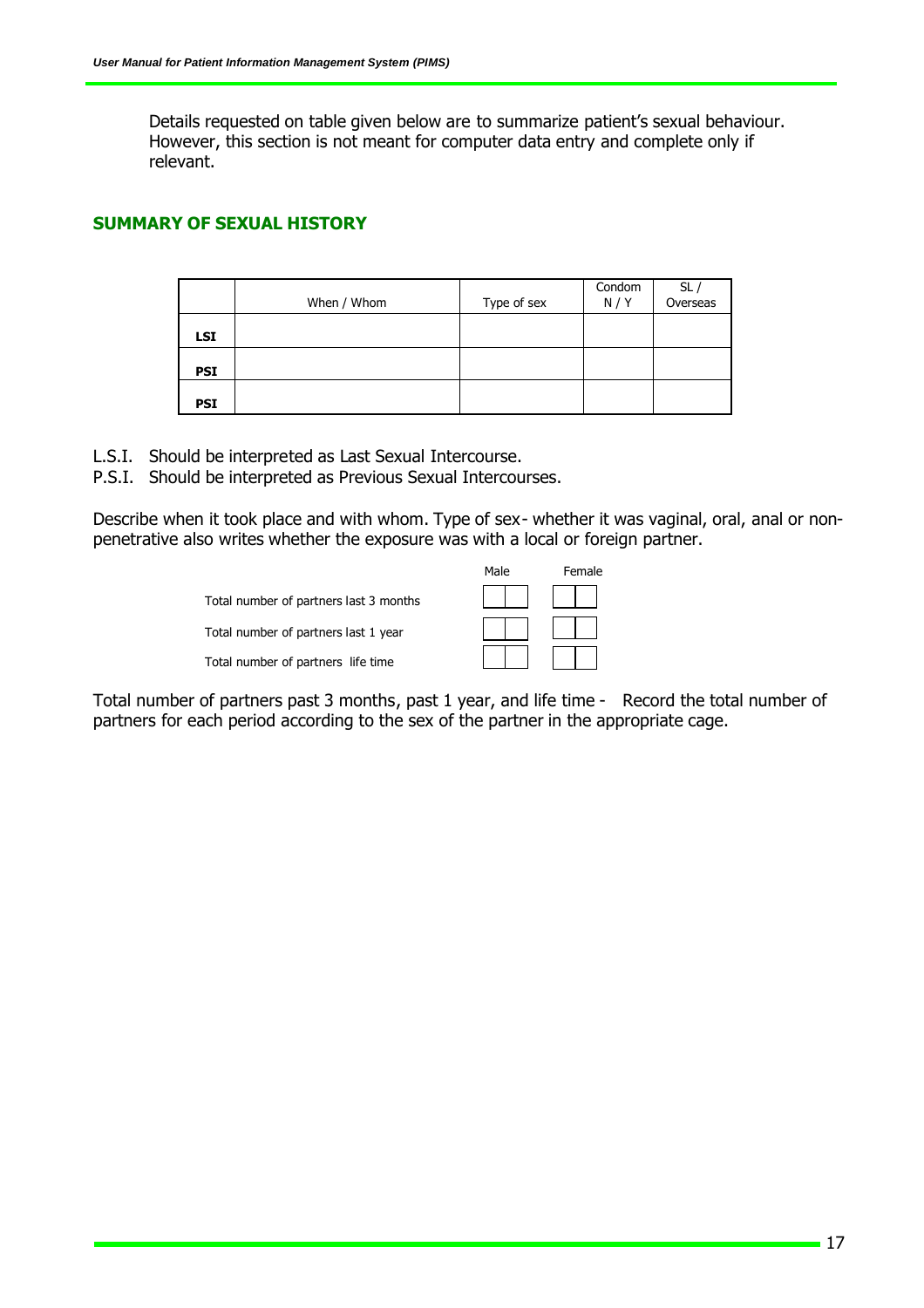Details requested on table given below are to summarize patient's sexual behaviour. However, this section is not meant for computer data entry and complete only if relevant.

## SUMMARY OF SEXUAL HISTORY

| | When / Whom | Type of sex | Condom N / Y | SL / Overseas |
|---|---|---|---|---|
| **LSI** | | | | |
| **PSI** | | | | |
| **PSI** | | | | |

L.S.I. Should be interpreted as Last Sexual Intercourse.
P.S.I. Should be interpreted as Previous Sexual Intercourses.

Describe when it took place and with whom. Type of sex- whether it was vaginal, oral, anal or non-penetrative also writes whether the exposure was with a local or foreign partner.

| | Male | Female |
|---|---|---|
| Total number of partners last 3 months | | |
| Total number of partners last 1 year | | |
| Total number of partners life time | | |

Total number of partners past 3 months, past 1 year, and life time - Record the total number of partners for each period according to the sex of the partner in the appropriate cage.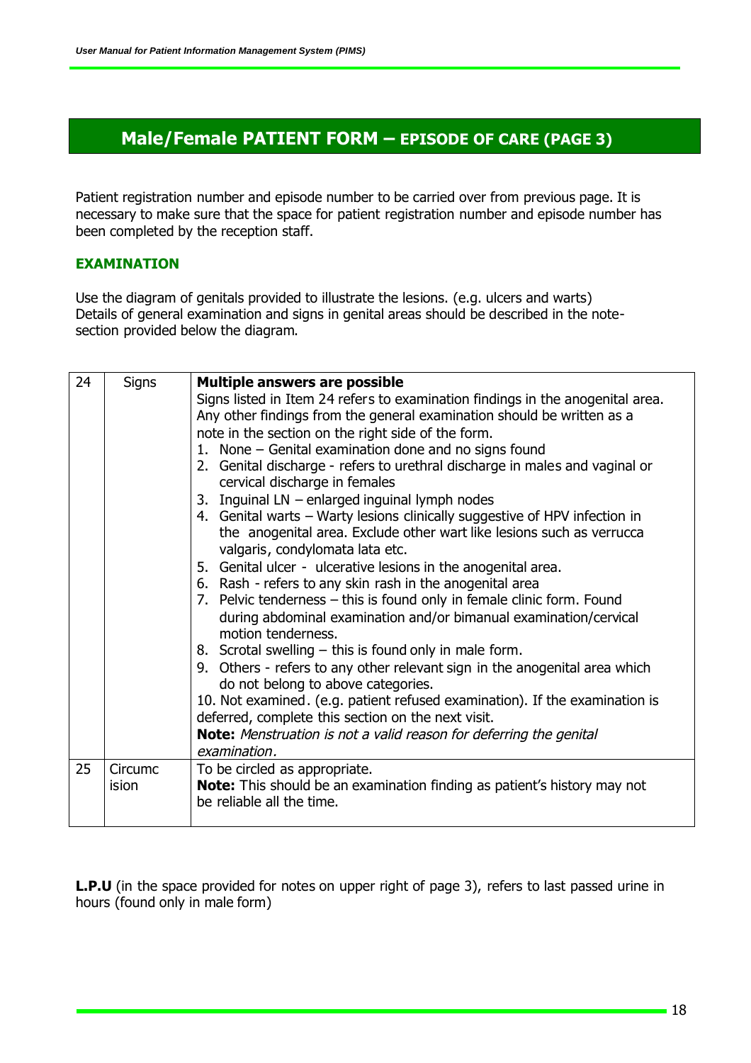## Male/Female PATIENT FORM – EPISODE OF CARE (PAGE 3)

Patient registration number and episode number to be carried over from previous page. It is necessary to make sure that the space for patient registration number and episode number has been completed by the reception staff.

### EXAMINATION

Use the diagram of genitals provided to illustrate the lesions. (e.g. ulcers and warts)
Details of general examination and signs in genital areas should be described in the note-section provided below the diagram.

| 24 | Signs | **Multiple answers are possible**<br>Signs listed in Item 24 refers to examination findings in the anogenital area. Any other findings from the general examination should be written as a note in the section on the right side of the form.<br>1. None – Genital examination done and no signs found<br>2. Genital discharge - refers to urethral discharge in males and vaginal or cervical discharge in females<br>3. Inguinal LN – enlarged inguinal lymph nodes<br>4. Genital warts – Warty lesions clinically suggestive of HPV infection in the anogenital area. Exclude other wart like lesions such as verrucca valgaris, condylomata lata etc.<br>5. Genital ulcer - ulcerative lesions in the anogenital area.<br>6. Rash - refers to any skin rash in the anogenital area<br>7. Pelvic tenderness – this is found only in female clinic form. Found during abdominal examination and/or bimanual examination/cervical motion tenderness.<br>8. Scrotal swelling – this is found only in male form.<br>9. Others - refers to any other relevant sign in the anogenital area which do not belong to above categories.<br>10. Not examined. (e.g. patient refused examination). If the examination is deferred, complete this section on the next visit.<br>**Note:** *Menstruation is not a valid reason for deferring the genital examination.* |
|---|---|---|
| 25 | Circumcision | To be circled as appropriate.<br>**Note:** This should be an examination finding as patient's history may not be reliable all the time. |

**L.P.U** (in the space provided for notes on upper right of page 3), refers to last passed urine in hours (found only in male form)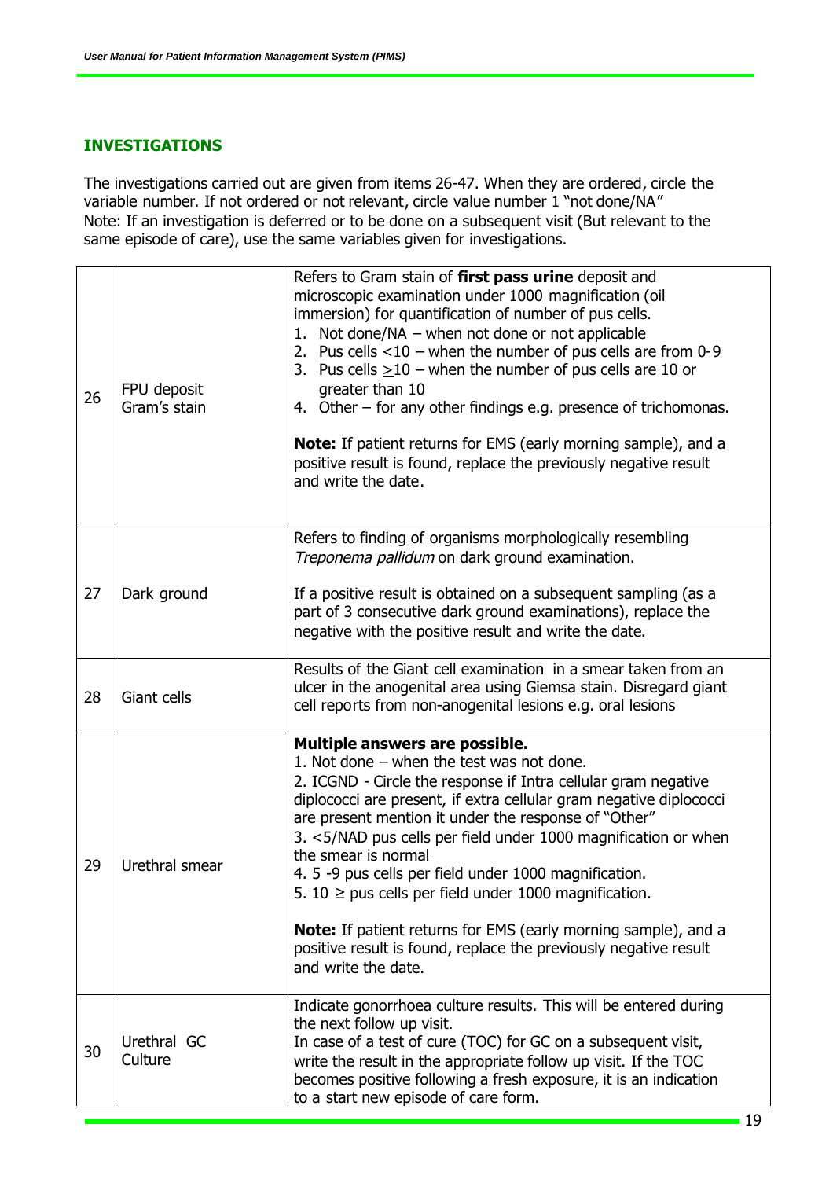## INVESTIGATIONS

The investigations carried out are given from items 26-47. When they are ordered, circle the variable number. If not ordered or not relevant, circle value number 1 "not done/NA"
Note: If an investigation is deferred or to be done on a subsequent visit (But relevant to the same episode of care), use the same variables given for investigations.

| | | |
|---|---|---|
| 26 | FPU deposit Gram's stain | Refers to Gram stain of **first pass urine** deposit and microscopic examination under 1000 magnification (oil immersion) for quantification of number of pus cells.<br>1. Not done/NA – when not done or not applicable<br>2. Pus cells <10 – when the number of pus cells are from 0-9<br>3. Pus cells ≥10 – when the number of pus cells are 10 or greater than 10<br>4. Other – for any other findings e.g. presence of trichomonas.<br><br>**Note:** If patient returns for EMS (early morning sample), and a positive result is found, replace the previously negative result and write the date. |
| 27 | Dark ground | Refers to finding of organisms morphologically resembling *Treponema pallidum* on dark ground examination.<br><br>If a positive result is obtained on a subsequent sampling (as a part of 3 consecutive dark ground examinations), replace the negative with the positive result and write the date. |
| 28 | Giant cells | Results of the Giant cell examination in a smear taken from an ulcer in the anogenital area using Giemsa stain. Disregard giant cell reports from non-anogenital lesions e.g. oral lesions |
| 29 | Urethral smear | **Multiple answers are possible.**<br>1. Not done – when the test was not done.<br>2. ICGND - Circle the response if Intra cellular gram negative diplococci are present, if extra cellular gram negative diplococci are present mention it under the response of "Other"<br>3. <5/NAD pus cells per field under 1000 magnification or when the smear is normal<br>4. 5 -9 pus cells per field under 1000 magnification.<br>5. 10 ≥ pus cells per field under 1000 magnification.<br><br>**Note:** If patient returns for EMS (early morning sample), and a positive result is found, replace the previously negative result and write the date. |
| 30 | Urethral GC Culture | Indicate gonorrhoea culture results. This will be entered during the next follow up visit.<br>In case of a test of cure (TOC) for GC on a subsequent visit, write the result in the appropriate follow up visit. If the TOC becomes positive following a fresh exposure, it is an indication to a start new episode of care form. |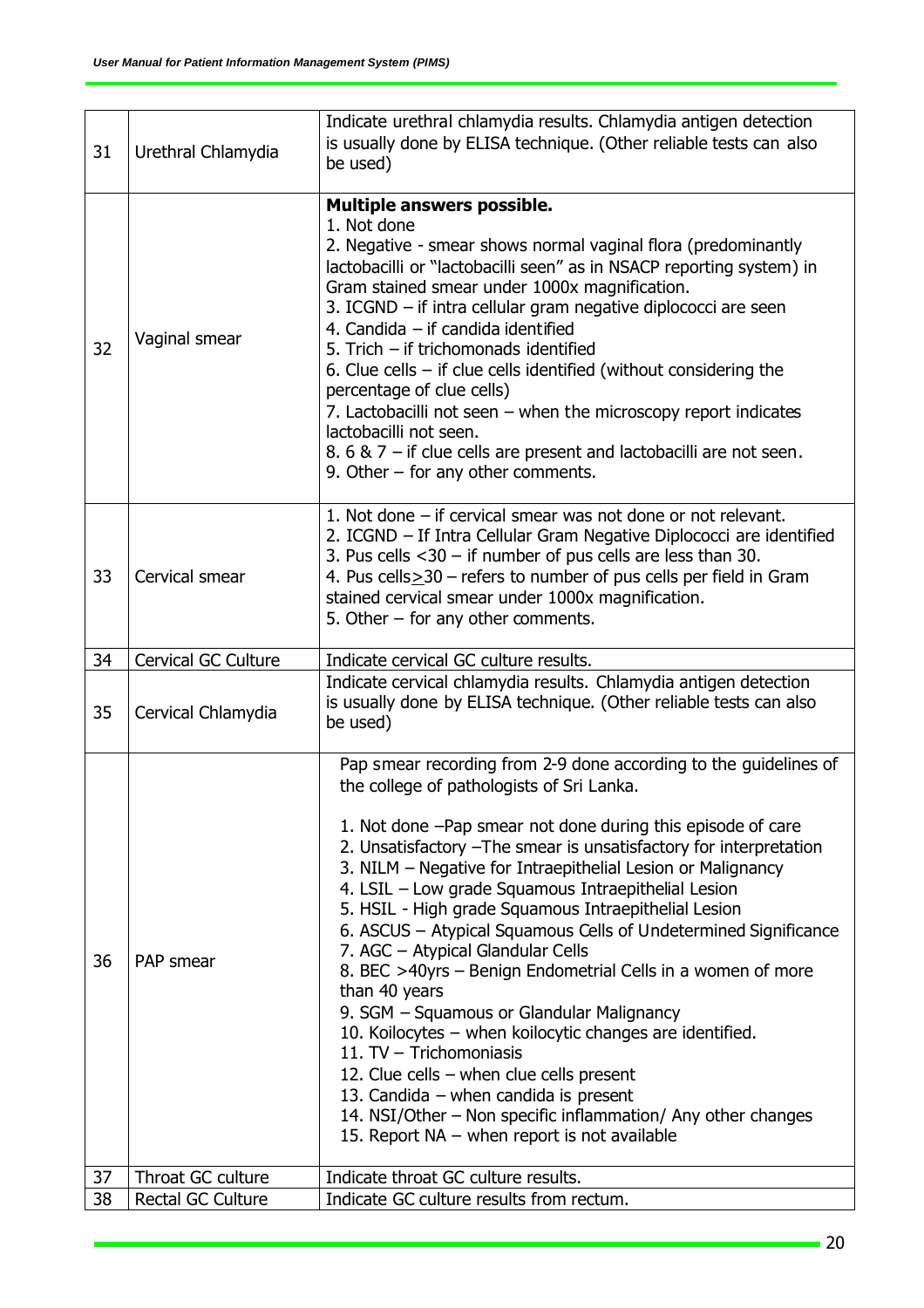| | | |
|---|---|---|
| 31 | Urethral Chlamydia | Indicate urethral chlamydia results. Chlamydia antigen detection is usually done by ELISA technique. (Other reliable tests can also be used) |
| 32 | Vaginal smear | **Multiple answers possible.**<br>1. Not done<br>2. Negative - smear shows normal vaginal flora (predominantly lactobacilli or "lactobacilli seen" as in NSACP reporting system) in Gram stained smear under 1000x magnification.<br>3. ICGND – if intra cellular gram negative diplococci are seen<br>4. Candida – if candida identified<br>5. Trich – if trichomonads identified<br>6. Clue cells – if clue cells identified (without considering the percentage of clue cells)<br>7. Lactobacilli not seen – when the microscopy report indicates lactobacilli not seen.<br>8. 6 & 7 – if clue cells are present and lactobacilli are not seen.<br>9. Other – for any other comments. |
| 33 | Cervical smear | 1. Not done – if cervical smear was not done or not relevant.<br>2. ICGND – If Intra Cellular Gram Negative Diplococci are identified<br>3. Pus cells <30 – if number of pus cells are less than 30.<br>4. Pus cells $\geq$30 – refers to number of pus cells per field in Gram stained cervical smear under 1000x magnification.<br>5. Other – for any other comments. |
| 34 | Cervical GC Culture | Indicate cervical GC culture results. |
| 35 | Cervical Chlamydia | Indicate cervical chlamydia results. Chlamydia antigen detection is usually done by ELISA technique. (Other reliable tests can also be used) |
| 36 | PAP smear | Pap smear recording from 2-9 done according to the guidelines of the college of pathologists of Sri Lanka.<br><br>1. Not done –Pap smear not done during this episode of care<br>2. Unsatisfactory –The smear is unsatisfactory for interpretation<br>3. NILM – Negative for Intraepithelial Lesion or Malignancy<br>4. LSIL – Low grade Squamous Intraepithelial Lesion<br>5. HSIL - High grade Squamous Intraepithelial Lesion<br>6. ASCUS – Atypical Squamous Cells of Undetermined Significance<br>7. AGC – Atypical Glandular Cells<br>8. BEC >40yrs – Benign Endometrial Cells in a women of more than 40 years<br>9. SGM – Squamous or Glandular Malignancy<br>10. Koilocytes – when koilocytic changes are identified.<br>11. TV – Trichomoniasis<br>12. Clue cells – when clue cells present<br>13. Candida – when candida is present<br>14. NSI/Other – Non specific inflammation/ Any other changes<br>15. Report NA – when report is not available |
| 37 | Throat GC culture | Indicate throat GC culture results. |
| 38 | Rectal GC Culture | Indicate GC culture results from rectum. |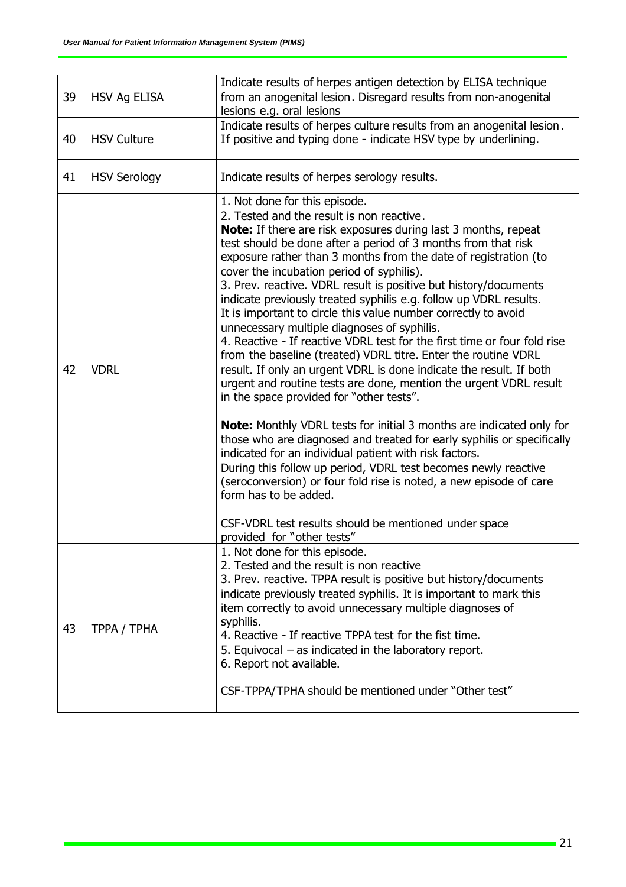| | | |
|---|---|---|
| 39 | HSV Ag ELISA | Indicate results of herpes antigen detection by ELISA technique from an anogenital lesion. Disregard results from non-anogenital lesions e.g. oral lesions |
| 40 | HSV Culture | Indicate results of herpes culture results from an anogenital lesion. If positive and typing done - indicate HSV type by underlining. |
| 41 | HSV Serology | Indicate results of herpes serology results. |
| 42 | VDRL | 1. Not done for this episode.<br>2. Tested and the result is non reactive.<br>**Note:** If there are risk exposures during last 3 months, repeat test should be done after a period of 3 months from that risk exposure rather than 3 months from the date of registration (to cover the incubation period of syphilis).<br>3. Prev. reactive. VDRL result is positive but history/documents indicate previously treated syphilis e.g. follow up VDRL results. It is important to circle this value number correctly to avoid unnecessary multiple diagnoses of syphilis.<br>4. Reactive - If reactive VDRL test for the first time or four fold rise from the baseline (treated) VDRL titre. Enter the routine VDRL result. If only an urgent VDRL is done indicate the result. If both urgent and routine tests are done, mention the urgent VDRL result in the space provided for "other tests".<br><br>**Note:** Monthly VDRL tests for initial 3 months are indicated only for those who are diagnosed and treated for early syphilis or specifically indicated for an individual patient with risk factors.<br>During this follow up period, VDRL test becomes newly reactive (seroconversion) or four fold rise is noted, a new episode of care form has to be added.<br><br>CSF-VDRL test results should be mentioned under space provided for "other tests" |
| 43 | TPPA / TPHA | 1. Not done for this episode.<br>2. Tested and the result is non reactive<br>3. Prev. reactive. TPPA result is positive but history/documents indicate previously treated syphilis. It is important to mark this item correctly to avoid unnecessary multiple diagnoses of syphilis.<br>4. Reactive - If reactive TPPA test for the fist time.<br>5. Equivocal – as indicated in the laboratory report.<br>6. Report not available.<br><br>CSF-TPPA/TPHA should be mentioned under "Other test" |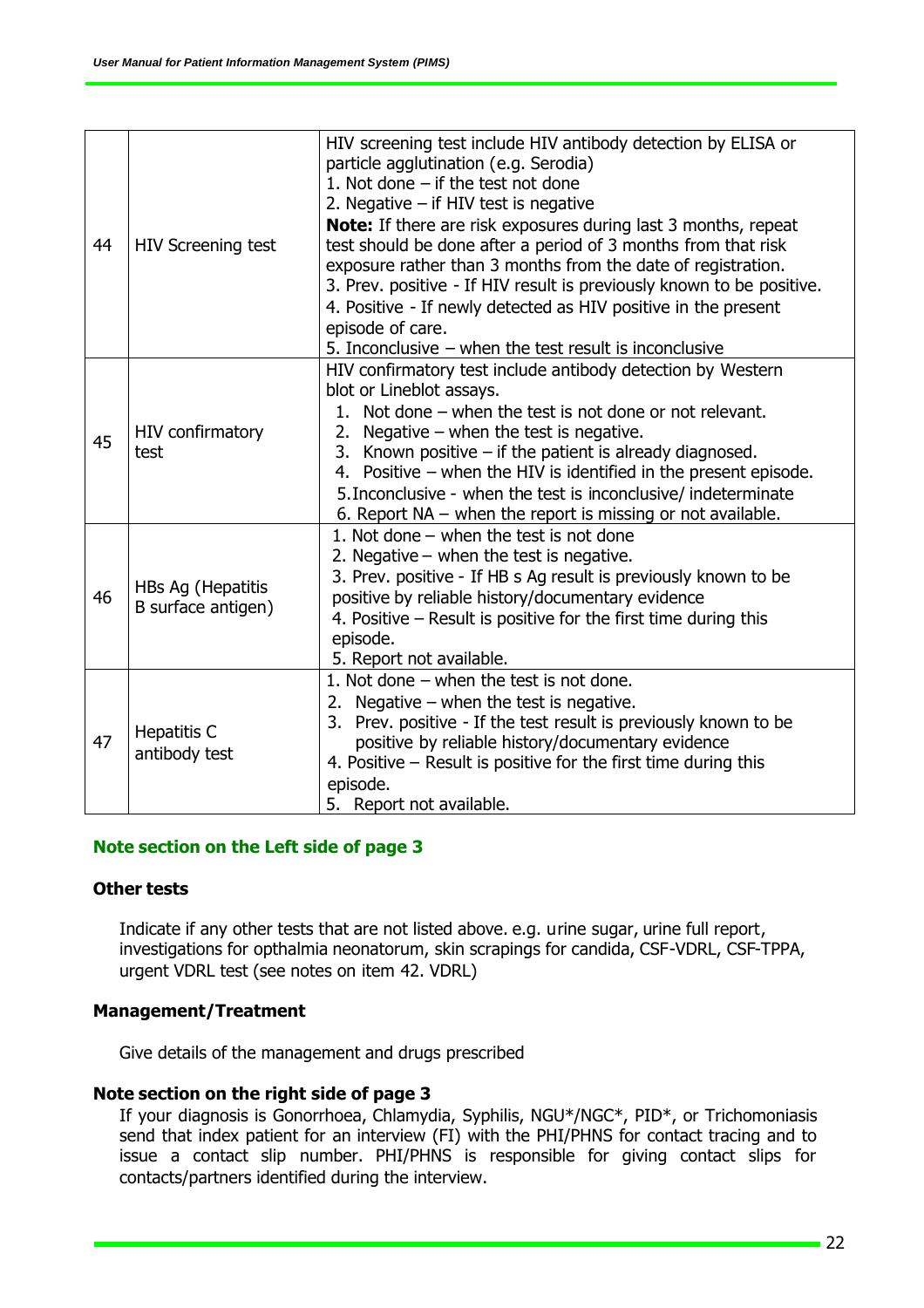| 44 | HIV Screening test | HIV screening test include HIV antibody detection by ELISA or particle agglutination (e.g. Serodia)<br>1. Not done – if the test not done<br>2. Negative – if HIV test is negative<br>**Note:** If there are risk exposures during last 3 months, repeat test should be done after a period of 3 months from that risk exposure rather than 3 months from the date of registration.<br>3. Prev. positive - If HIV result is previously known to be positive.<br>4. Positive - If newly detected as HIV positive in the present episode of care.<br>5. Inconclusive – when the test result is inconclusive |
|---|---|---|
| 45 | HIV confirmatory test | HIV confirmatory test include antibody detection by Western blot or Lineblot assays.<br>1. Not done – when the test is not done or not relevant.<br>2. Negative – when the test is negative.<br>3. Known positive – if the patient is already diagnosed.<br>4. Positive – when the HIV is identified in the present episode.<br>5. Inconclusive - when the test is inconclusive/ indeterminate<br>6. Report NA – when the report is missing or not available. |
| 46 | HBs Ag (Hepatitis B surface antigen) | 1. Not done – when the test is not done<br>2. Negative – when the test is negative.<br>3. Prev. positive - If HB s Ag result is previously known to be positive by reliable history/documentary evidence<br>4. Positive – Result is positive for the first time during this episode.<br>5. Report not available. |
| 47 | Hepatitis C antibody test | 1. Not done – when the test is not done.<br>2. Negative – when the test is negative.<br>3. Prev. positive - If the test result is previously known to be positive by reliable history/documentary evidence<br>4. Positive – Result is positive for the first time during this episode.<br>5. Report not available. |

### Note section on the Left side of page 3

**Other tests**

Indicate if any other tests that are not listed above. e.g. urine sugar, urine full report, investigations for opthalmia neonatorum, skin scrapings for candida, CSF-VDRL, CSF-TPPA, urgent VDRL test (see notes on item 42. VDRL)

**Management/Treatment**

Give details of the management and drugs prescribed

**Note section on the right side of page 3**

If your diagnosis is Gonorrhoea, Chlamydia, Syphilis, NGU*/NGC*, PID*, or Trichomoniasis send that index patient for an interview (FI) with the PHI/PHNS for contact tracing and to issue a contact slip number. PHI/PHNS is responsible for giving contact slips for contacts/partners identified during the interview.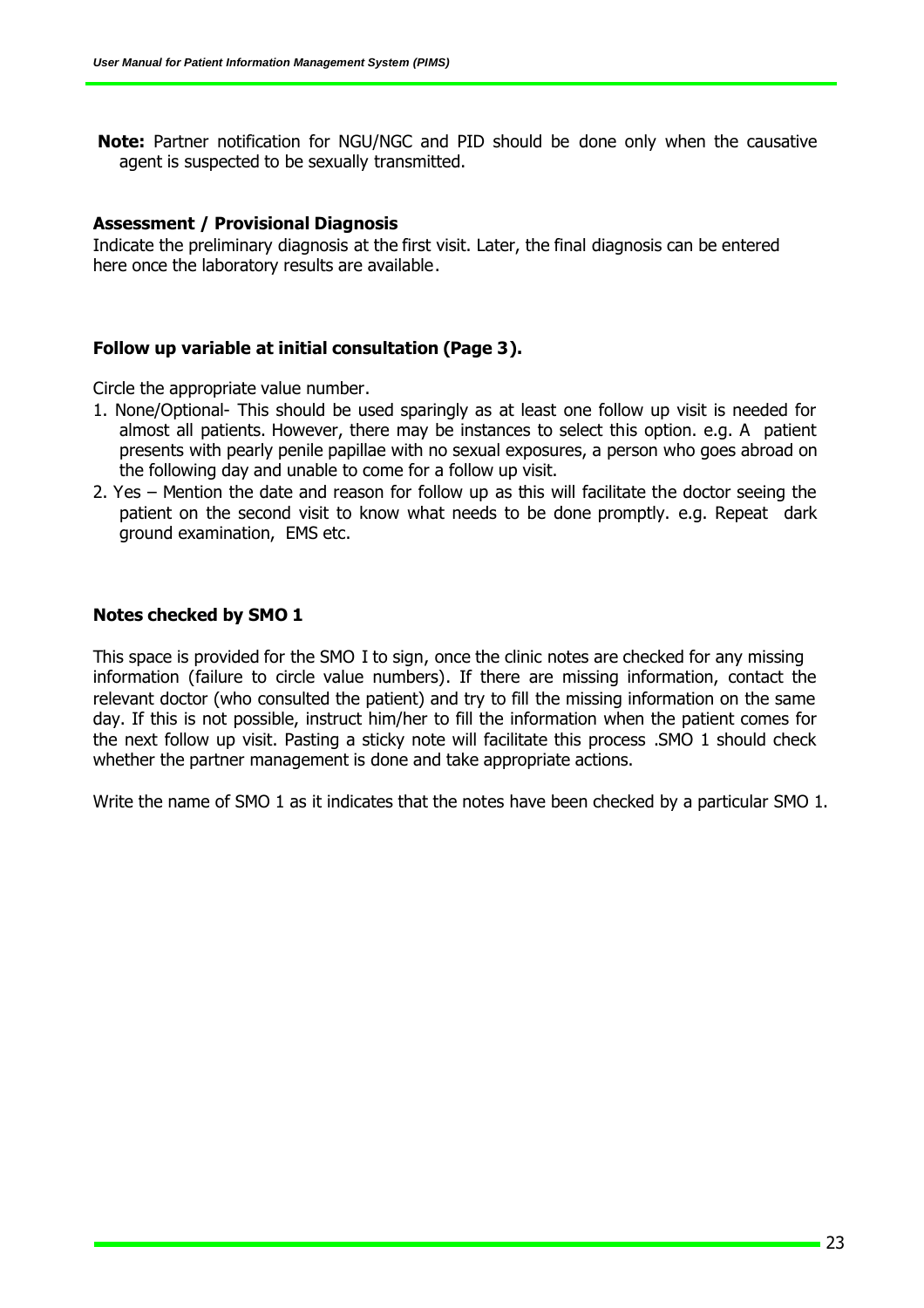**Note:** Partner notification for NGU/NGC and PID should be done only when the causative agent is suspected to be sexually transmitted.

### Assessment / Provisional Diagnosis

Indicate the preliminary diagnosis at the first visit. Later, the final diagnosis can be entered here once the laboratory results are available.

### Follow up variable at initial consultation (Page 3).

Circle the appropriate value number.

1. None/Optional- This should be used sparingly as at least one follow up visit is needed for almost all patients. However, there may be instances to select this option. e.g. A patient presents with pearly penile papillae with no sexual exposures, a person who goes abroad on the following day and unable to come for a follow up visit.
2. Yes – Mention the date and reason for follow up as this will facilitate the doctor seeing the patient on the second visit to know what needs to be done promptly. e.g. Repeat dark ground examination, EMS etc.

### Notes checked by SMO 1

This space is provided for the SMO I to sign, once the clinic notes are checked for any missing information (failure to circle value numbers). If there are missing information, contact the relevant doctor (who consulted the patient) and try to fill the missing information on the same day. If this is not possible, instruct him/her to fill the information when the patient comes for the next follow up visit. Pasting a sticky note will facilitate this process .SMO 1 should check whether the partner management is done and take appropriate actions.

Write the name of SMO 1 as it indicates that the notes have been checked by a particular SMO 1.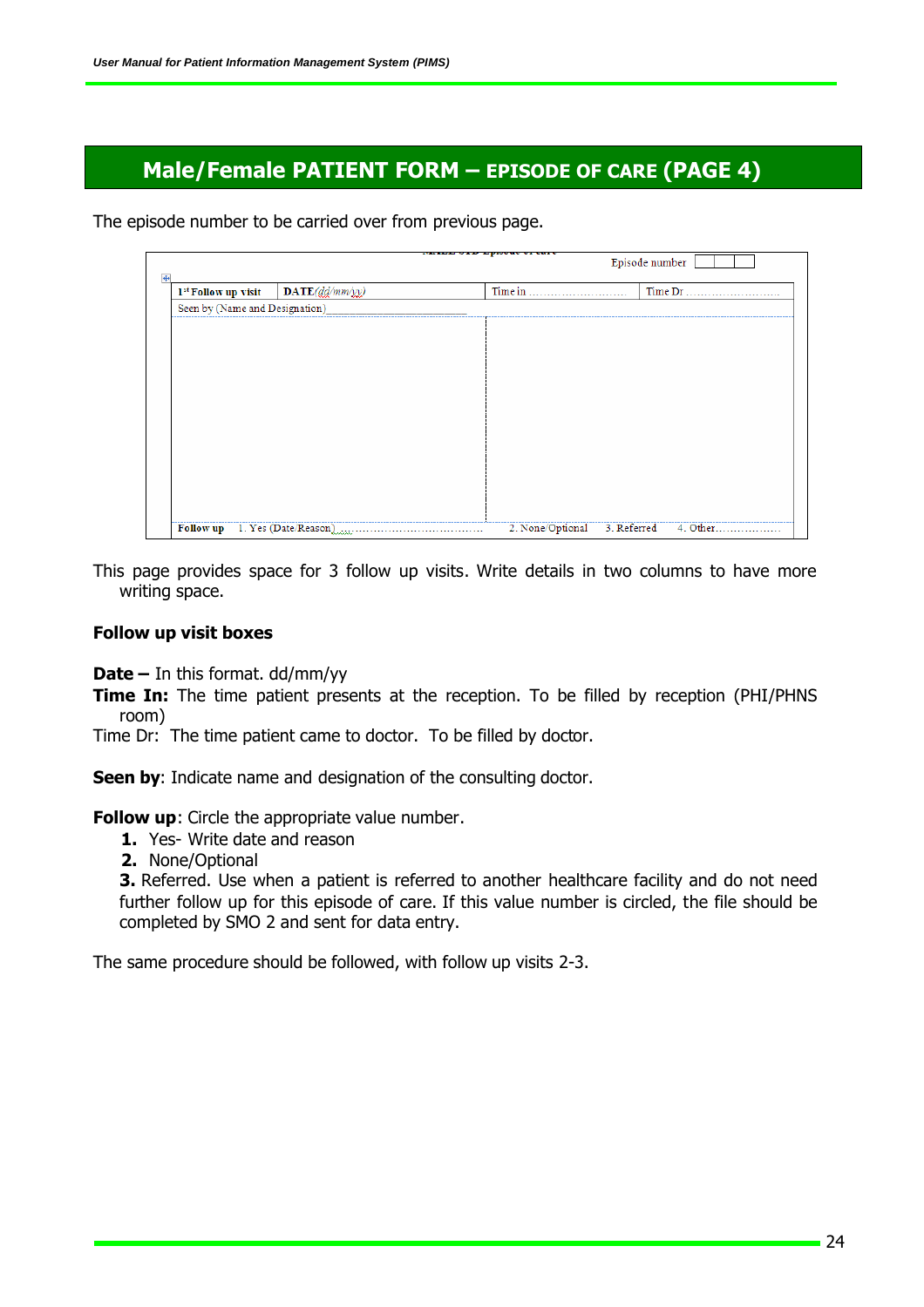# Male/Female PATIENT FORM – EPISODE OF CARE (PAGE 4)

The episode number to be carried over from previous page.

| | | | |
|---|---|---|---|
| | | Episode number | |
| 1st Follow up visit | DATE(dd/mm/yy) | Time in ………………… | Time Dr ………………… |
| Seen by (Name and Designation) | | | |
| | | | |
| Follow up 1. Yes (Date/Reason)………………… | | 2. None/Optional 3. Referred | 4. Other……………… |

This page provides space for 3 follow up visits. Write details in two columns to have more writing space.

**Follow up visit boxes**

**Date –** In this format. dd/mm/yy

**Time In:** The time patient presents at the reception. To be filled by reception (PHI/PHNS room)

Time Dr: The time patient came to doctor. To be filled by doctor.

**Seen by**: Indicate name and designation of the consulting doctor.

**Follow up**: Circle the appropriate value number.

1. Yes- Write date and reason
2. None/Optional
3. Referred. Use when a patient is referred to another healthcare facility and do not need further follow up for this episode of care. If this value number is circled, the file should be completed by SMO 2 and sent for data entry.

The same procedure should be followed, with follow up visits 2-3.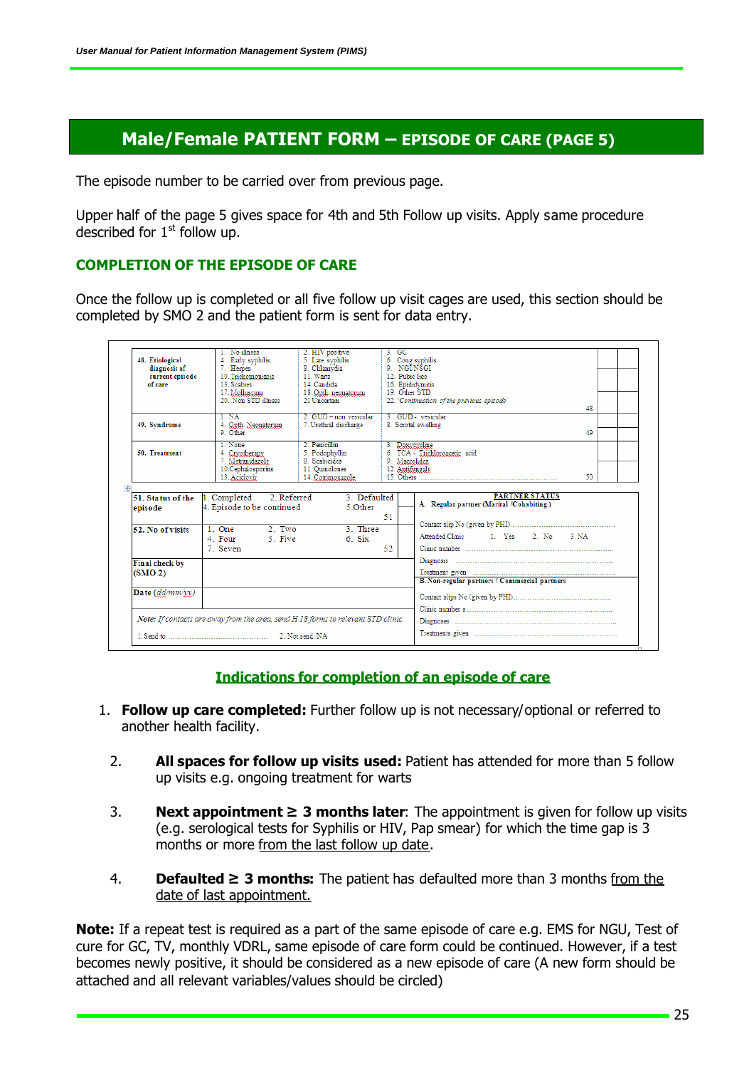## Male/Female PATIENT FORM – EPISODE OF CARE (PAGE 5)

The episode number to be carried over from previous page.

Upper half of the page 5 gives space for 4th and 5th Follow up visits. Apply same procedure described for 1st follow up.

### COMPLETION OF THE EPISODE OF CARE

Once the follow up is completed or all five follow up visit cages are used, this section should be completed by SMO 2 and the patient form is sent for data entry.

| | | | | |
|---|---|---|---|---|
| 48. Etiological diagnosis of current episode of care | 1. No illness<br>4. Early syphilis<br>7. Herpes<br>10. Trichomoniasis<br>13. Scabies<br>17. Molluscum<br>20. Non STD illness | 2. HIV positive<br>5. Late syphilis<br>8. Chlamydia<br>11. Warts<br>14. Candida<br>18. Opth. neonatorum<br>21 Uncertain | 3. GC<br>6. Cong syphilis<br>9. NGI/NSGI<br>12. Pubic lice<br>16. Epididymitis<br>19. Other STD<br>22. 'Continuation of the previous episode' | 48 |
| 49. Syndrome | 1. NA<br>4. Opth. Neonatorum<br>9. Other | 2. GUD – non vesicular<br>7. Urethral discharge | 3. GUD - vesicular<br>8. Scrotal swelling | 49 |
| 50. Treatment | 1. None<br>4. Cyclosporin<br>7. Metronidazole<br>10. Cephalosporins<br>13. Acyclovir | 2. Penicillin<br>5. Podophyllin<br>8. Scabicides<br>11. Quinolones<br>14. Cotrimoxazole | 3. Doxycycline<br>6. TCA - Trichloroacetic acid<br>9. Macrolides<br>12. Antifungals<br>15. Others ........ | 50 |

| | | |
|---|---|---|
| 51. Status of the episode | 1. Completed 2. Referred 3. Defaulted<br>4. Episode to be continued 5. Other<br>51 | **PARTNER STATUS**<br>A. Regular partner (Marital /Cohabiting)<br>Contact slip No (given by PHI)........<br>Attended Clinic 1. Yes 2. No 3. NA<br>Clinic number ........<br>Diagnosis ........<br>Treatment given ........ |
| 52. No of visits | 1. One 2. Two 3. Three<br>4. Four 5. Five 6. Six<br>7. Seven<br>52 | |
| Final check by (SMO 2) | | B. Non-regular partner / Commercial partners<br>Contact slips No (given by PHI)........<br>Clinic number s........<br>Diagnoses ........<br>Treatments given ........ |
| Date (dd/mm/yy) | | |
| *Note: If contacts are away from the area, send H 18 forms to relevant STD clinic.*<br>1. Send to ........ 2. Not send NA | | |

### Indications for completion of an episode of care

1. **Follow up care completed:** Further follow up is not necessary/optional or referred to another health facility.
2. **All spaces for follow up visits used:** Patient has attended for more than 5 follow up visits e.g. ongoing treatment for warts
3. **Next appointment ≥ 3 months later**: The appointment is given for follow up visits (e.g. serological tests for Syphilis or HIV, Pap smear) for which the time gap is 3 months or more from the last follow up date.
4. **Defaulted ≥ 3 months:** The patient has defaulted more than 3 months from the date of last appointment.

**Note:** If a repeat test is required as a part of the same episode of care e.g. EMS for NGU, Test of cure for GC, TV, monthly VDRL, same episode of care form could be continued. However, if a test becomes newly positive, it should be considered as a new episode of care (A new form should be attached and all relevant variables/values should be circled)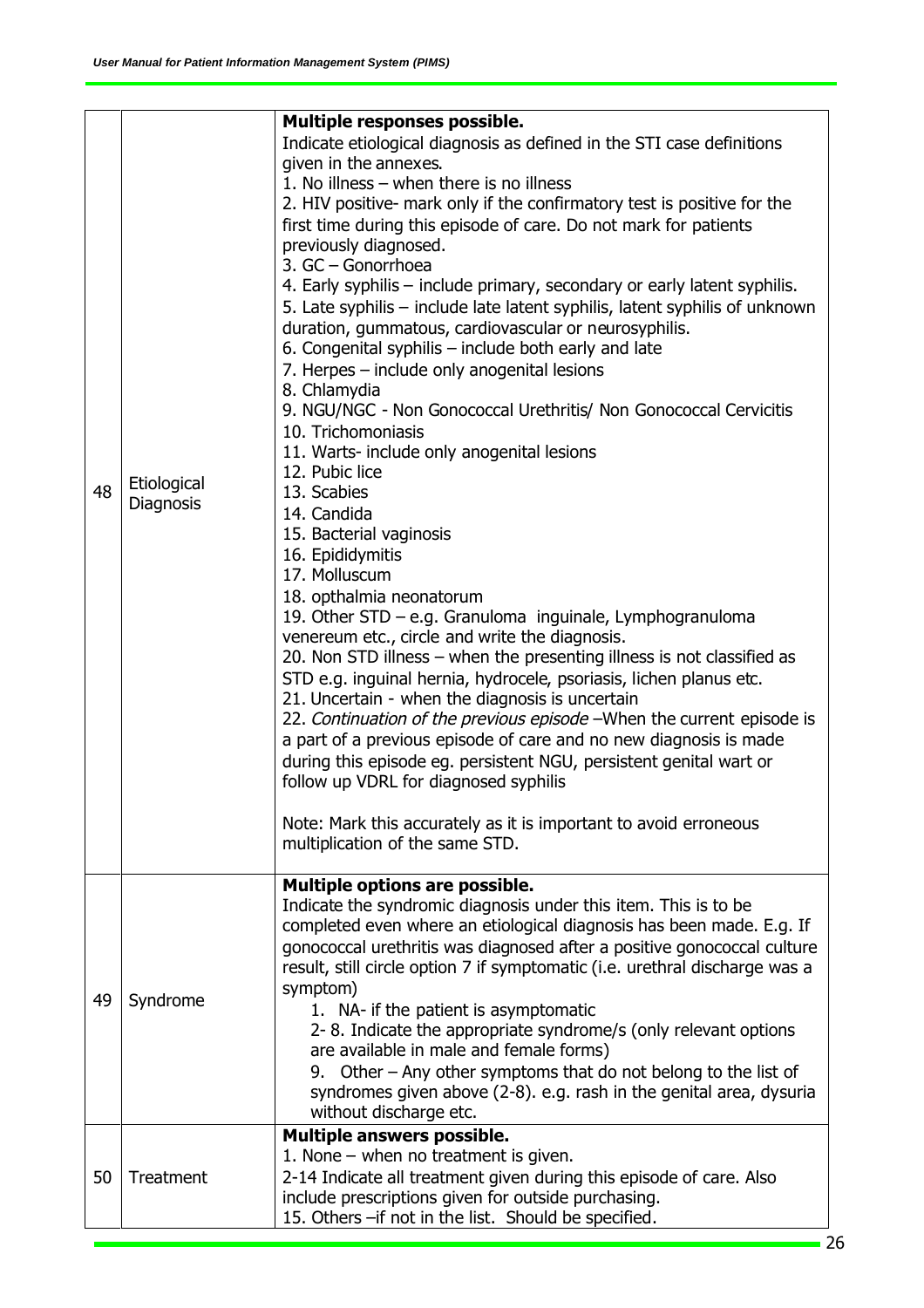| | | |
|---|---|---|
| 48 | Etiological Diagnosis | **Multiple responses possible.**<br>Indicate etiological diagnosis as defined in the STI case definitions given in the annexes.<br>1. No illness – when there is no illness<br>2. HIV positive- mark only if the confirmatory test is positive for the first time during this episode of care. Do not mark for patients previously diagnosed.<br>3. GC – Gonorrhoea<br>4. Early syphilis – include primary, secondary or early latent syphilis.<br>5. Late syphilis – include late latent syphilis, latent syphilis of unknown duration, gummatous, cardiovascular or neurosyphilis.<br>6. Congenital syphilis – include both early and late<br>7. Herpes – include only anogenital lesions<br>8. Chlamydia<br>9. NGU/NGC - Non Gonococcal Urethritis/ Non Gonococcal Cervicitis<br>10. Trichomoniasis<br>11. Warts- include only anogenital lesions<br>12. Pubic lice<br>13. Scabies<br>14. Candida<br>15. Bacterial vaginosis<br>16. Epididymitis<br>17. Molluscum<br>18. opthalmia neonatorum<br>19. Other STD – e.g. Granuloma inguinale, Lymphogranuloma venereum etc., circle and write the diagnosis.<br>20. Non STD illness – when the presenting illness is not classified as STD e.g. inguinal hernia, hydrocele, psoriasis, lichen planus etc.<br>21. Uncertain - when the diagnosis is uncertain<br>22. *Continuation of the previous episode* –When the current episode is a part of a previous episode of care and no new diagnosis is made during this episode eg. persistent NGU, persistent genital wart or follow up VDRL for diagnosed syphilis<br><br>Note: Mark this accurately as it is important to avoid erroneous multiplication of the same STD. |
| 49 | Syndrome | **Multiple options are possible.**<br>Indicate the syndromic diagnosis under this item. This is to be completed even where an etiological diagnosis has been made. E.g. If gonococcal urethritis was diagnosed after a positive gonococcal culture result, still circle option 7 if symptomatic (i.e. urethral discharge was a symptom)<br>1. NA- if the patient is asymptomatic<br>2- 8. Indicate the appropriate syndrome/s (only relevant options are available in male and female forms)<br>9. Other – Any other symptoms that do not belong to the list of syndromes given above (2-8). e.g. rash in the genital area, dysuria without discharge etc. |
| 50 | Treatment | **Multiple answers possible.**<br>1. None – when no treatment is given.<br>2-14 Indicate all treatment given during this episode of care. Also include prescriptions given for outside purchasing.<br>15. Others –if not in the list. Should be specified. |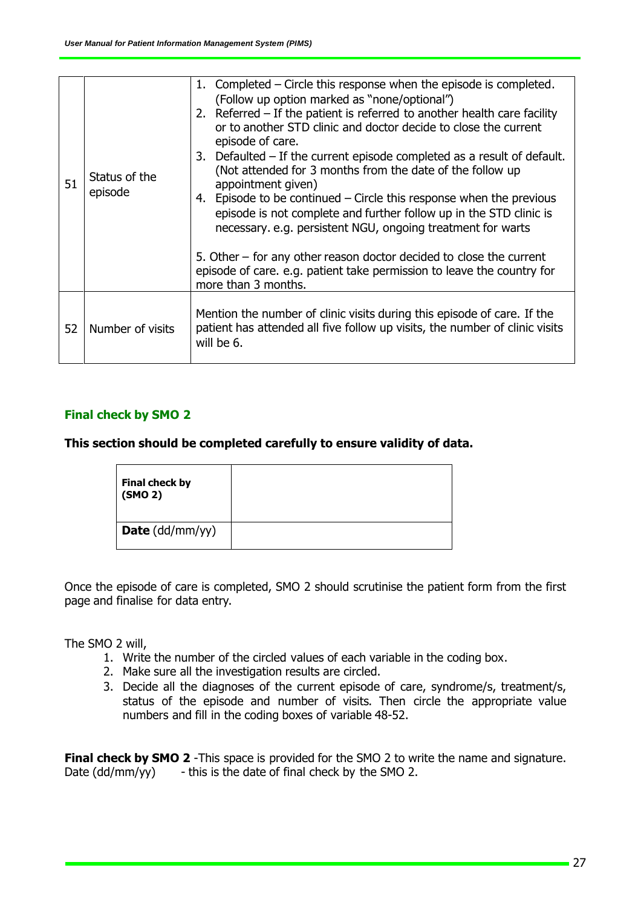| | | |
|---|---|---|
| 51 | Status of the episode | 1. Completed – Circle this response when the episode is completed. (Follow up option marked as "none/optional")<br>2. Referred – If the patient is referred to another health care facility or to another STD clinic and doctor decide to close the current episode of care.<br>3. Defaulted – If the current episode completed as a result of default. (Not attended for 3 months from the date of the follow up appointment given)<br>4. Episode to be continued – Circle this response when the previous episode is not complete and further follow up in the STD clinic is necessary. e.g. persistent NGU, ongoing treatment for warts<br><br>5. Other – for any other reason doctor decided to close the current episode of care. e.g. patient take permission to leave the country for more than 3 months. |
| 52 | Number of visits | Mention the number of clinic visits during this episode of care. If the patient has attended all five follow up visits, the number of clinic visits will be 6. |

### Final check by SMO 2

**This section should be completed carefully to ensure validity of data.**

| **Final check by (SMO 2)** | |
|---|---|
| **Date** (dd/mm/yy) | |

Once the episode of care is completed, SMO 2 should scrutinise the patient form from the first page and finalise for data entry.

The SMO 2 will,

1. Write the number of the circled values of each variable in the coding box.
2. Make sure all the investigation results are circled.
3. Decide all the diagnoses of the current episode of care, syndrome/s, treatment/s, status of the episode and number of visits. Then circle the appropriate value numbers and fill in the coding boxes of variable 48-52.

**Final check by SMO 2** -This space is provided for the SMO 2 to write the name and signature.
Date (dd/mm/yy) - this is the date of final check by the SMO 2.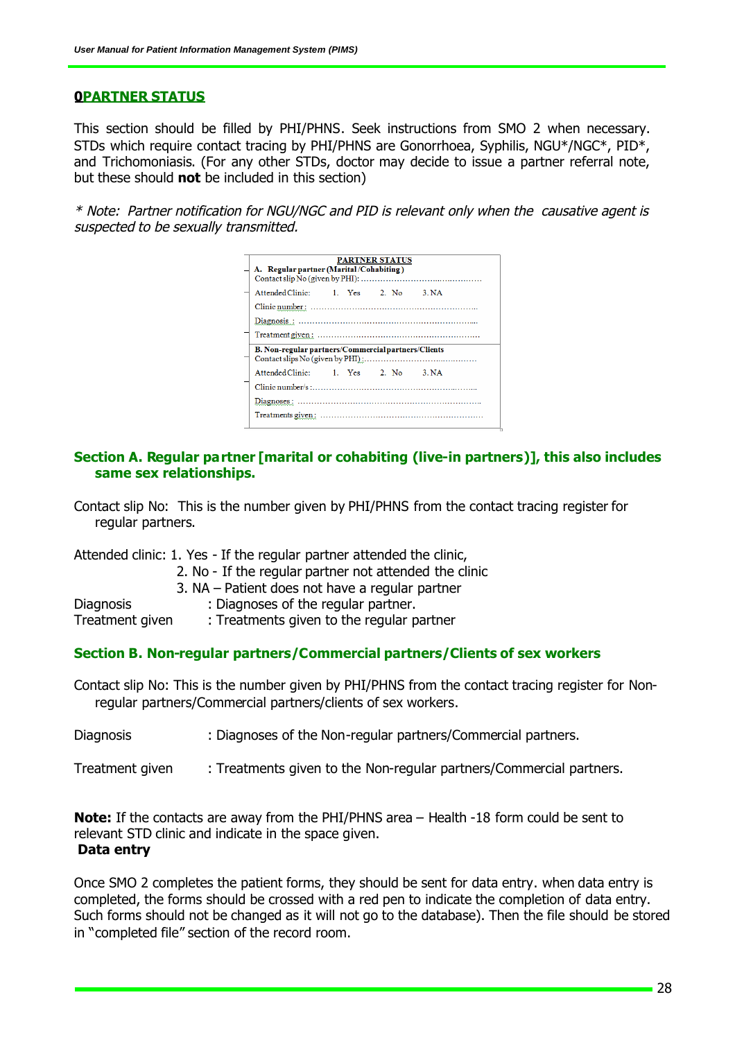## 0PARTNER STATUS

This section should be filled by PHI/PHNS. Seek instructions from SMO 2 when necessary. STDs which require contact tracing by PHI/PHNS are Gonorrhoea, Syphilis, NGU*/NGC*, PID*, and Trichomoniasis. (For any other STDs, doctor may decide to issue a partner referral note, but these should **not** be included in this section)

*\* Note: Partner notification for NGU/NGC and PID is relevant only when the causative agent is suspected to be sexually transmitted.*

**PARTNER STATUS**

**A. Regular partner (Marital /Cohabiting )**
Contact slip No (given by PHI): ..........................................

Attended Clinic: 1. Yes 2. No 3. NA

Clinic number: ..........................................................

Diagnosis : ..............................................................

Treatment given : .......................................................

**B. Non-regular partners/Commercial partners/Clients**
Contact slips No (given by PHI) : ........................................

Attended Clinic: 1. Yes 2. No 3. NA

Clinic number/s : ........................................................

Diagnoses : ..............................................................

Treatments given : .......................................................

### Section A. Regular partner [marital or cohabiting (live-in partners)], this also includes same sex relationships.

Contact slip No: This is the number given by PHI/PHNS from the contact tracing register for regular partners.

Attended clinic: 1. Yes - If the regular partner attended the clinic,
2. No - If the regular partner not attended the clinic
3. NA – Patient does not have a regular partner

Diagnosis : Diagnoses of the regular partner.
Treatment given : Treatments given to the regular partner

### Section B. Non-regular partners/Commercial partners/Clients of sex workers

Contact slip No: This is the number given by PHI/PHNS from the contact tracing register for Non-regular partners/Commercial partners/clients of sex workers.

Diagnosis : Diagnoses of the Non-regular partners/Commercial partners.

Treatment given : Treatments given to the Non-regular partners/Commercial partners.

**Note:** If the contacts are away from the PHI/PHNS area – Health -18 form could be sent to relevant STD clinic and indicate in the space given.

**Data entry**

Once SMO 2 completes the patient forms, they should be sent for data entry. when data entry is completed, the forms should be crossed with a red pen to indicate the completion of data entry. Such forms should not be changed as it will not go to the database). Then the file should be stored in "completed file" section of the record room.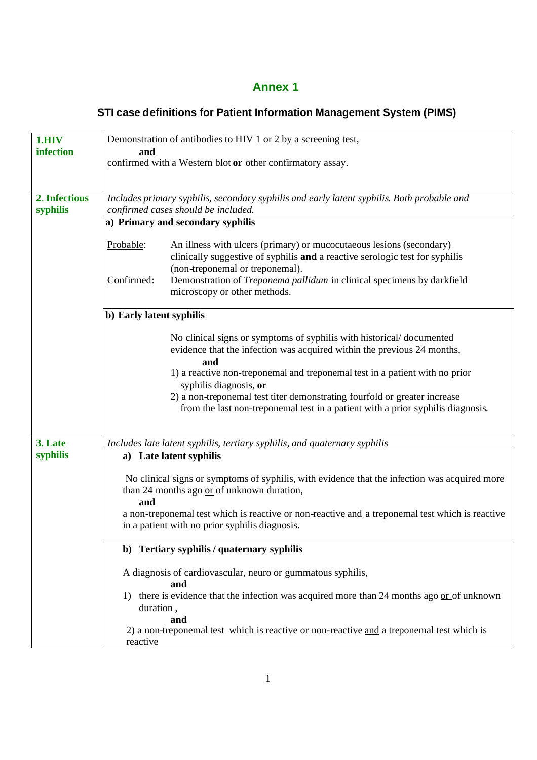# Annex 1

## STI case definitions for Patient Information Management System (PIMS)

| | |
|---|---|
| **1.HIV infection** | Demonstration of antibodies to HIV 1 or 2 by a screening test, **and** confirmed with a Western blot **or** other confirmatory assay. |
| **2. Infectious syphilis** | *Includes primary syphilis, secondary syphilis and early latent syphilis. Both probable and confirmed cases should be included.* |
| | **a) Primary and secondary syphilis**<br><br>Probable: An illness with ulcers (primary) or mucocutaeous lesions (secondary) clinically suggestive of syphilis **and** a reactive serologic test for syphilis (non-treponemal or treponemal).<br>Confirmed: Demonstration of *Treponema pallidum* in clinical specimens by darkfield microscopy or other methods. |
| | **b) Early latent syphilis**<br><br>No clinical signs or symptoms of syphilis with historical/ documented evidence that the infection was acquired within the previous 24 months,<br>**and**<br>1) a reactive non-treponemal and treponemal test in a patient with no prior syphilis diagnosis, **or**<br>2) a non-treponemal test titer demonstrating fourfold or greater increase from the last non-treponemal test in a patient with a prior syphilis diagnosis. |
| **3. Late syphilis** | *Includes late latent syphilis, tertiary syphilis, and quaternary syphilis* |
| | **a) Late latent syphilis**<br><br>No clinical signs or symptoms of syphilis, with evidence that the infection was acquired more than 24 months ago or of unknown duration,<br>**and**<br>a non-treponemal test which is reactive or non-reactive and a treponemal test which is reactive in a patient with no prior syphilis diagnosis. |
| | **b) Tertiary syphilis / quaternary syphilis**<br><br>A diagnosis of cardiovascular, neuro or gummatous syphilis,<br>**and**<br>1) there is evidence that the infection was acquired more than 24 months ago or of unknown duration ,<br>**and**<br>2) a non-treponemal test which is reactive or non-reactive and a treponemal test which is reactive |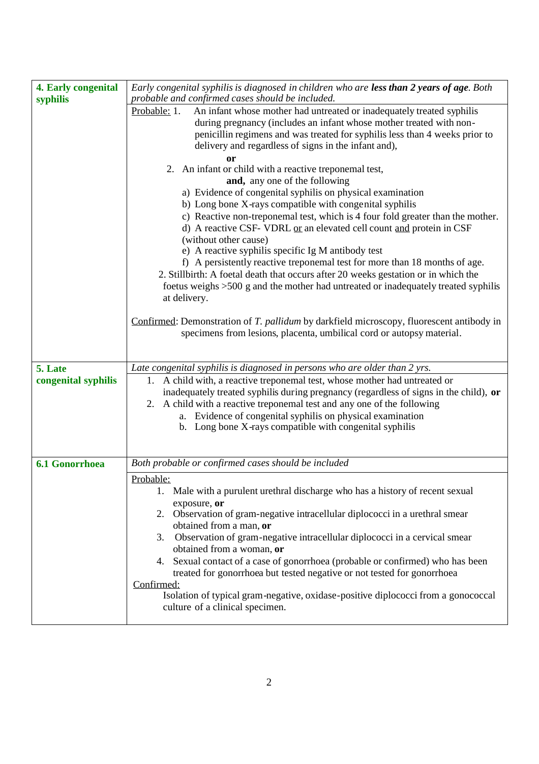| | |
|---|---|
| **4. Early congenital syphilis** | *Early congenital syphilis is diagnosed in children who are **less than 2 years of age**. Both probable and confirmed cases should be included.* |
| | Probable: 1. An infant whose mother had untreated or inadequately treated syphilis during pregnancy (includes an infant whose mother treated with non-penicillin regimens and was treated for syphilis less than 4 weeks prior to delivery and regardless of signs in the infant and), **or** 2. An infant or child with a reactive treponemal test, **and,** any one of the following a) Evidence of congenital syphilis on physical examination b) Long bone X-rays compatible with congenital syphilis c) Reactive non-treponemal test, which is 4 four fold greater than the mother. d) A reactive CSF- VDRL or an elevated cell count and protein in CSF (without other cause) e) A reactive syphilis specific Ig M antibody test f) A persistently reactive treponemal test for more than 18 months of age. 2. Stillbirth: A foetal death that occurs after 20 weeks gestation or in which the foetus weighs >500 g and the mother had untreated or inadequately treated syphilis at delivery.<br><br>Confirmed: Demonstration of *T. pallidum* by darkfield microscopy, fluorescent antibody in specimens from lesions, placenta, umbilical cord or autopsy material. |
| **5. Late congenital syphilis** | *Late congenital syphilis is diagnosed in persons who are older than 2 yrs.* |
| | 1. A child with, a reactive treponemal test, whose mother had untreated or inadequately treated syphilis during pregnancy (regardless of signs in the child), **or** 2. A child with a reactive treponemal test and any one of the following a. Evidence of congenital syphilis on physical examination b. Long bone X-rays compatible with congenital syphilis |
| **6.1 Gonorrhoea** | *Both probable or confirmed cases should be included* |
| | Probable: 1. Male with a purulent urethral discharge who has a history of recent sexual exposure, **or** 2. Observation of gram-negative intracellular diplococci in a urethral smear obtained from a man, **or** 3. Observation of gram-negative intracellular diplococci in a cervical smear obtained from a woman, **or** 4. Sexual contact of a case of gonorrhoea (probable or confirmed) who has been treated for gonorrhoea but tested negative or not tested for gonorrhoea<br>Confirmed: Isolation of typical gram-negative, oxidase-positive diplococci from a gonococcal culture of a clinical specimen. |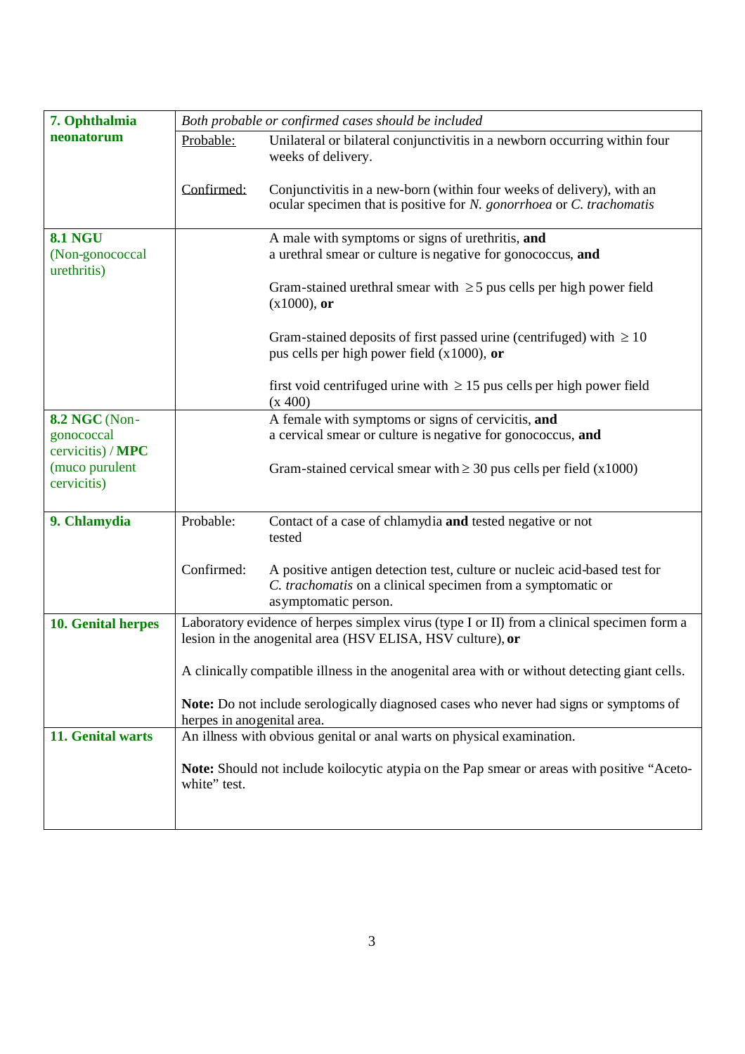| | | |
|---|---|---|
| **7. Ophthalmia neonatorum** | *Both probable or confirmed cases should be included* | |
| | Probable: | Unilateral or bilateral conjunctivitis in a newborn occurring within four weeks of delivery. |
| | Confirmed: | Conjunctivitis in a new-born (within four weeks of delivery), with an ocular specimen that is positive for *N. gonorrhoea* or *C. trachomatis* |
| **8.1 NGU** (Non-gonococcal urethritis) | | A male with symptoms or signs of urethritis, **and** a urethral smear or culture is negative for gonococcus, **and**<br><br>Gram-stained urethral smear with $\geq 5$ pus cells per high power field (x1000), **or**<br><br>Gram-stained deposits of first passed urine (centrifuged) with $\geq 10$ pus cells per high power field (x1000), **or**<br><br>first void centrifuged urine with $\geq 15$ pus cells per high power field (x 400) |
| **8.2 NGC** (Non-gonococcal cervicitis) / **MPC** (muco purulent cervicitis) | | A female with symptoms or signs of cervicitis, **and** a cervical smear or culture is negative for gonococcus, **and**<br><br>Gram-stained cervical smear with $\geq 30$ pus cells per field (x1000) |
| **9. Chlamydia** | Probable: | Contact of a case of chlamydia **and** tested negative or not tested |
| | Confirmed: | A positive antigen detection test, culture or nucleic acid-based test for *C. trachomatis* on a clinical specimen from a symptomatic or asymptomatic person. |
| **10. Genital herpes** | Laboratory evidence of herpes simplex virus (type I or II) from a clinical specimen form a lesion in the anogenital area (HSV ELISA, HSV culture), **or**<br><br>A clinically compatible illness in the anogenital area with or without detecting giant cells.<br><br>**Note:** Do not include serologically diagnosed cases who never had signs or symptoms of herpes in anogenital area. | |
| **11. Genital warts** | An illness with obvious genital or anal warts on physical examination.<br><br>**Note:** Should not include koilocytic atypia on the Pap smear or areas with positive "Aceto-white" test. | |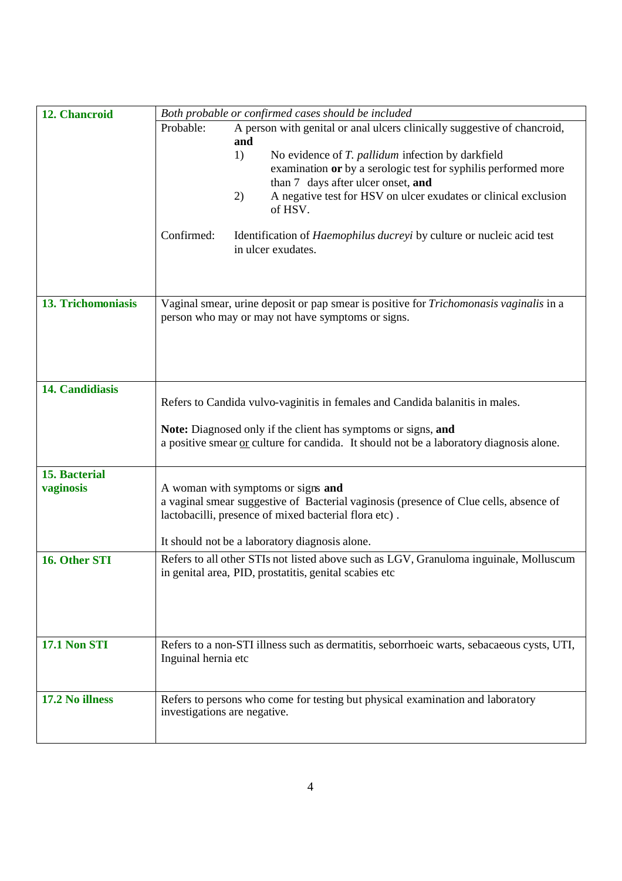| | |
|---|---|
| **12. Chancroid** | *Both probable or confirmed cases should be included*<br>Probable: A person with genital or anal ulcers clinically suggestive of chancroid, **and**<br>1) No evidence of *T. pallidum* infection by darkfield examination **or** by a serologic test for syphilis performed more than 7 days after ulcer onset, **and**<br>2) A negative test for HSV on ulcer exudates or clinical exclusion of HSV.<br><br>Confirmed: Identification of *Haemophilus ducreyi* by culture or nucleic acid test in ulcer exudates. |
| **13. Trichomoniasis** | Vaginal smear, urine deposit or pap smear is positive for *Trichomonasis vaginalis* in a person who may or may not have symptoms or signs. |
| **14. Candidiasis** | Refers to Candida vulvo-vaginitis in females and Candida balanitis in males.<br><br>**Note:** Diagnosed only if the client has symptoms or signs, **and** a positive smear <u>or</u> culture for candida. It should not be a laboratory diagnosis alone. |
| **15. Bacterial vaginosis** | A woman with symptoms or signs **and** a vaginal smear suggestive of Bacterial vaginosis (presence of Clue cells, absence of lactobacilli, presence of mixed bacterial flora etc) .<br><br>It should not be a laboratory diagnosis alone. |
| **16. Other STI** | Refers to all other STIs not listed above such as LGV, Granuloma inguinale, Molluscum in genital area, PID, prostatitis, genital scabies etc |
| **17.1 Non STI** | Refers to a non-STI illness such as dermatitis, seborrhoeic warts, sebacaeous cysts, UTI, Inguinal hernia etc |
| **17.2 No illness** | Refers to persons who come for testing but physical examination and laboratory investigations are negative. |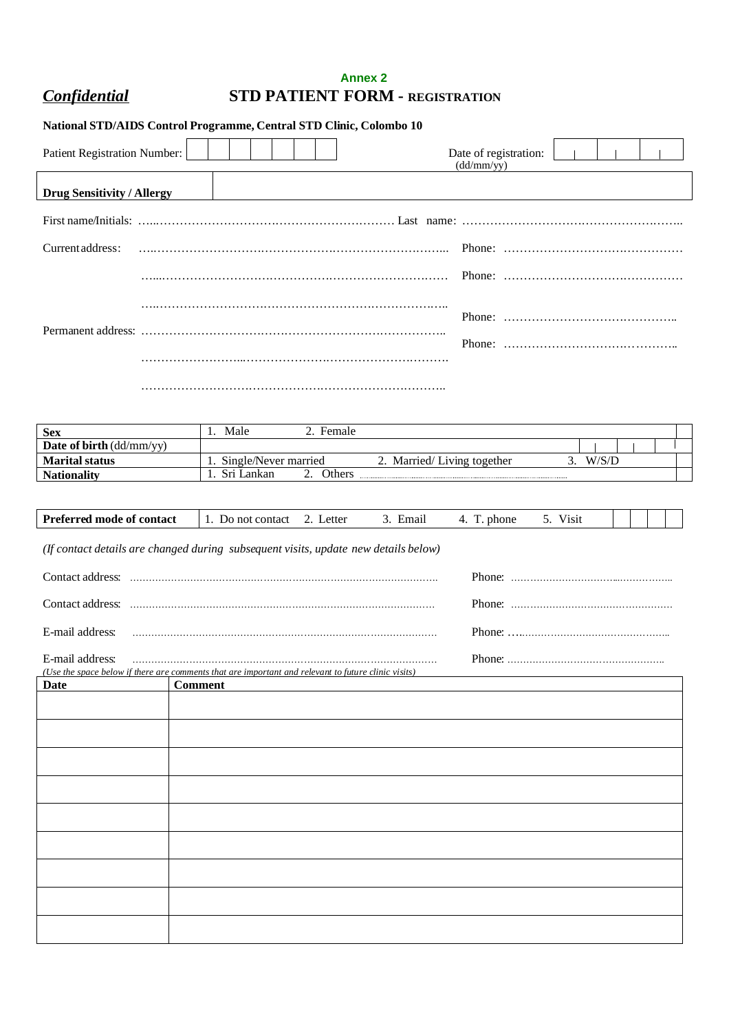**Annex 2**

***Confidential*** **STD PATIENT FORM - REGISTRATION**

**National STD/AIDS Control Programme, Central STD Clinic, Colombo 10**

Patient Registration Number: | | | | | | | |     Date of registration: (dd/mm/yy) | | | |

| **Drug Sensitivity / Allergy** | |
|---|---|

First name/Initials: ………………………………………………………… Last name: ………………………………………………..

Current address: ……………………………………………………………………… Phone: ………………………………………

……………………………………………………………………… Phone: ………………………………………

……………………………………………………………………… Phone: ……………………………………..

Permanent address: ……………………………………………………………………… Phone: ……………………………………..

………………………………………………………………………

………………………………………………………………………

| | | |
|---|---|---|
| **Sex** | 1. Male 2. Female | |
| **Date of birth** (dd/mm/yy) | | \| \| \| |
| **Marital status** | 1. Single/Never married 2. Married/ Living together 3. W/S/D | |
| **Nationality** | 1. Sri Lankan 2. Others ………… | |

| **Preferred mode of contact** | 1. Do not contact 2. Letter 3. Email 4. T. phone 5. Visit | | | | |
|---|---|---|---|---|---|

*(If contact details are changed during subsequent visits, update new details below)*

Contact address: ……………………………………………………………………………… Phone: ………………………………………

Contact address: ……………………………………………………………………………… Phone: ………………………………………

E-mail address: ……………………………………………………………………………… Phone: ………………………………………

E-mail address: ……………………………………………………………………………… Phone: ………………………………………

*(Use the space below if there are comments that are important and relevant to future clinic visits)*

| **Date** | **Comment** |
|---|---|
| | |
| | |
| | |
| | |
| | |
| | |
| | |
| | |
| | |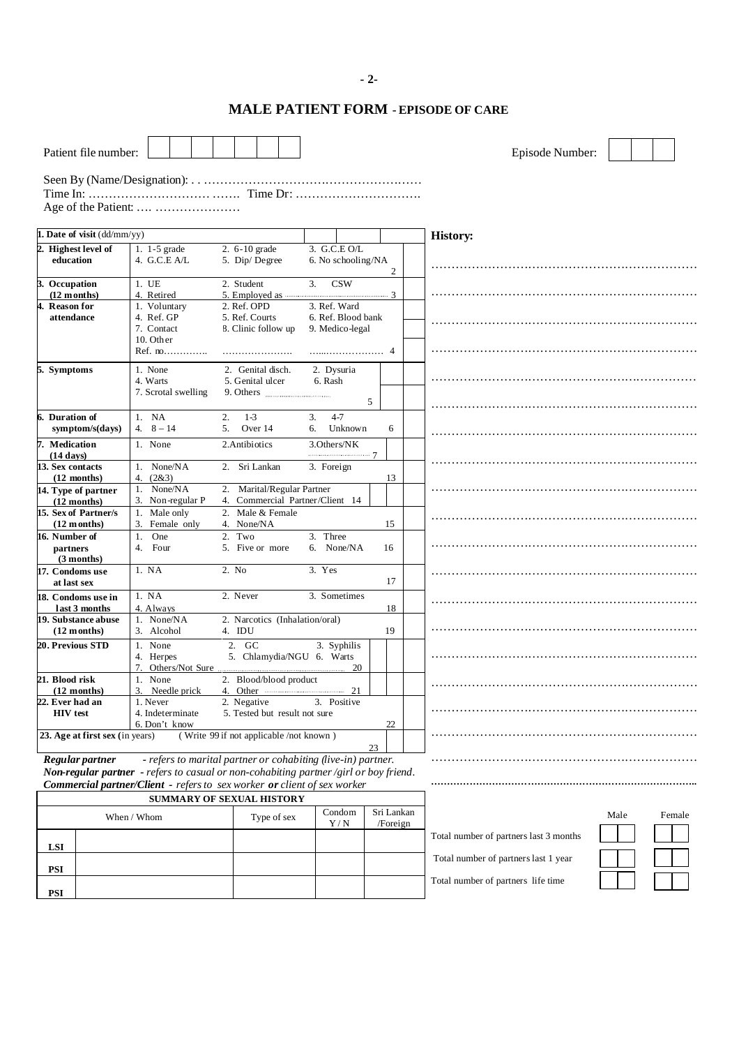## MALE PATIENT FORM - EPISODE OF CARE

Patient file number: | | | | | | | |　　　　Episode Number: | | | |

Seen By (Name/Designation): . . ………………………………………………

Time In: …………………………. ……. Time Dr: ………………………….

Age of the Patient: …. …………………

| | | | | | |
|---|---|---|---|---|---|
| **1. Date of visit** (dd/mm/yy) | | | | | |
| **2. Highest level of education** | 1. 1-5 grade<br>4. G.C.E A/L | 2. 6-10 grade<br>5. Dip/ Degree | 3. G.C.E O/L<br>6. No schooling/NA 2 | | |
| **3. Occupation (12 months)** | 1. UE<br>4. Retired | 2. Student<br>5. Employed as ………… | 3. CSW<br>3 | | |
| **4. Reason for attendance** | 1. Voluntary<br>4. Ref. GP<br>7. Contact<br>10. Other<br>Ref. no………….. | 2. Ref. OPD<br>5. Ref. Courts<br>8. Clinic follow up<br>………………… | 3. Ref. Ward<br>6. Ref. Blood bank<br>9. Medico-legal<br>…...……………… 4 | | |
| **5. Symptoms** | 1. None<br>4. Warts<br>7. Scrotal swelling | 2. Genital disch.<br>5. Genital ulcer<br>9. Others ………… | 2. Dysuria<br>6. Rash<br>5 | | |
| **6. Duration of symptom/s(days)** | 1. NA<br>4. 8 – 14 | 2. 1-3<br>5. Over 14 | 3. 4-7<br>6. Unknown 6 | | |
| **7. Medication (14 days)** | 1. None | 2.Antibiotics | 3.Others/NK<br>………… 7 | | |
| **13. Sex contacts (12 months)** | 1. None/NA<br>4. (2&3) | 2. Sri Lankan | 3. Foreign<br>13 | | |
| **14. Type of partner (12 months)** | 1. None/NA<br>3. Non-regular P | 2. Marital/Regular Partner<br>4. Commercial Partner/Client 14 | | | |
| **15. Sex of Partner/s (12 months)** | 1. Male only<br>3. Female only | 2. Male & Female<br>4. None/NA | 15 | | |
| **16. Number of partners (3 months)** | 1. One<br>4. Four | 2. Two<br>5. Five or more | 3. Three<br>6. None/NA 16 | | |
| **17. Condoms use at last sex** | 1. NA | 2. No | 3. Yes<br>17 | | |
| **18. Condoms use in last 3 months** | 1. NA<br>4. Always | 2. Never | 3. Sometimes<br>18 | | |
| **19. Substance abuse (12 months)** | 1. None/NA<br>3. Alcohol | 2. Narcotics (Inhalation/oral)<br>4. IDU | 19 | | |
| **20. Previous STD** | 1. None<br>4. Herpes<br>7. Others/Not Sure ………… | 2. GC<br>5. Chlamydia/NGU | 3. Syphilis<br>6. Warts<br>20 | | |
| **21. Blood risk (12 months)** | 1. None<br>3. Needle prick | 2. Blood/blood product<br>4. Other ………… | 21 | | |
| **22. Ever had an HIV test** | 1. Never<br>4. Indeterminate<br>6. Don't know | 2. Negative<br>5. Tested but result not sure | 3. Positive<br>22 | | |
| **23. Age at first sex** (in years) | (Write 99 if not applicable /not known ) | | 23 | | |

***Regular partner*** *- refers to marital partner or cohabiting (live-in) partner.*
***Non-regular partner*** *- refers to casual or non-cohabiting partner /girl or boy friend.*
***Commercial partner/Client*** *- refers to sex worker* ***or*** *client of sex worker*

**History:**

……………………………………………………………
……………………………………………………………
……………………………………………………………
……………………………………………………………
……………………………………………………………
……………………………………………………………
……………………………………………………………
……………………………………………………………
……………………………………………………………
……………………………………………………………
……………………………………………………………
……………………………………………………………
……………………………………………………………
……………………………………………………………
……………………………………………………………
……………………………………………………………
……………………………………………………………
……………………………………………………………
……………………………………………………………

| **SUMMARY OF SEXUAL HISTORY** | | | | |
|---|---|---|---|---|
| When / Whom | | Type of sex | Condom Y / N | Sri Lankan /Foreign |
| **LSI** | | | | |
| **PSI** | | | | |
| **PSI** | | | | |

| | Male | Female |
|---|---|---|
| Total number of partners last 3 months | | |
| Total number of partners last 1 year | | |
| Total number of partners life time | | |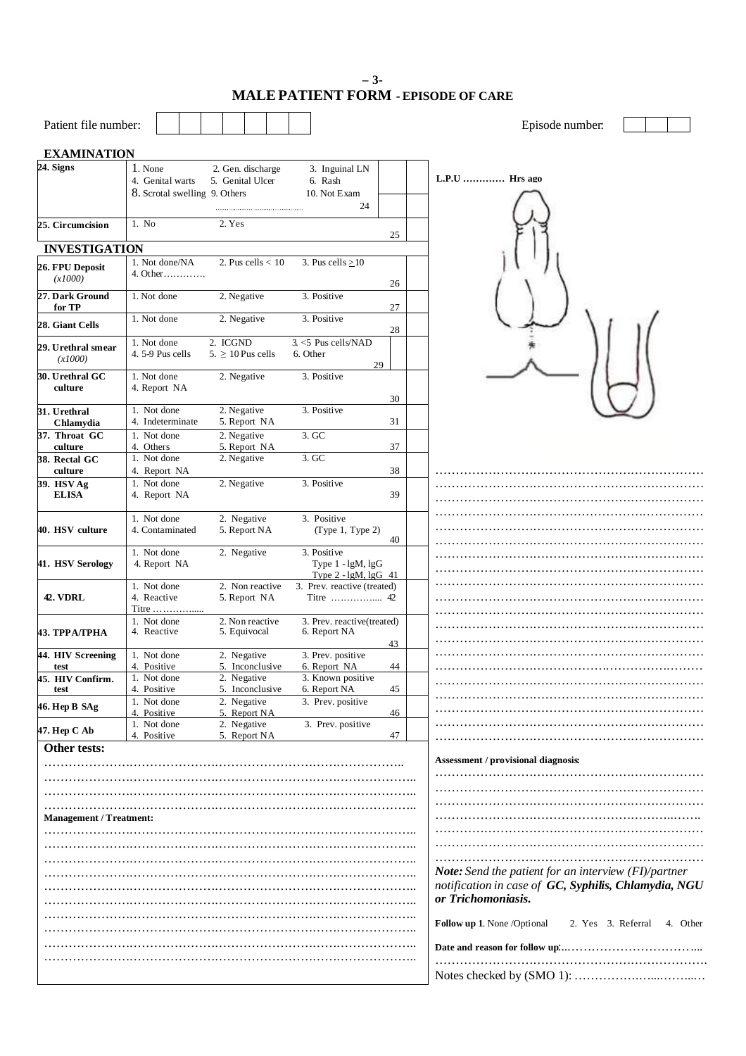## MALE PATIENT FORM - EPISODE OF CARE

Patient file number: | | | | | | | | |    Episode number: | | | |

### EXAMINATION

| Item | Options | Code | |
|---|---|---|---|
| **24. Signs** | 1. None 2. Gen. discharge 3. Inguinal LN 4. Genital warts 5. Genital Ulcer 6. Rash 8. Scrotal swelling 9. Others 10. Not Exam ………… | 24 | |
| **25. Circumcision** | 1. No 2. Yes | 25 | |

### INVESTIGATION

| Item | Options | Code | |
|---|---|---|---|
| **26. FPU Deposit** *(x1000)* | 1. Not done/NA 2. Pus cells < 10 3. Pus cells ≥10 4. Other………… | 26 | |
| **27. Dark Ground for TP** | 1. Not done 2. Negative 3. Positive | 27 | |
| **28. Giant Cells** | 1. Not done 2. Negative 3. Positive | 28 | |
| **29. Urethral smear** *(x1000)* | 1. Not done 2. ICGND 3. <5 Pus cells/NAD 4. 5-9 Pus cells 5. ≥ 10 Pus cells 6. Other | 29 | |
| **30. Urethral GC culture** | 1. Not done 2. Negative 3. Positive 4. Report NA | 30 | |
| **31. Urethral Chlamydia** | 1. Not done 2. Negative 3. Positive 4. Indeterminate 5. Report NA | 31 | |
| **37. Throat GC culture** | 1. Not done 2. Negative 3. GC 4. Others 5. Report NA | 37 | |
| **38. Rectal GC culture** | 1. Not done 2. Negative 3. GC 4. Report NA | 38 | |
| **39. HSV Ag ELISA** | 1. Not done 2. Negative 3. Positive 4. Report NA | 39 | |
| **40. HSV culture** | 1. Not done 2. Negative 3. Positive (Type 1, Type 2) 4. Contaminated 5. Report NA | 40 | |
| **41. HSV Serology** | 1. Not done 2. Negative 3. Positive Type 1 - IgM, IgG Type 2 - IgM, IgG 4. Report NA | 41 | |
| **42. VDRL** | 1. Not done 2. Non reactive 3. Prev. reactive (treated) Titre …………… 4. Reactive 5. Report NA Titre …………… | 42 | |
| **43. TPPA/TPHA** | 1. Not done 2. Non reactive 3. Prev. reactive(treated) 4. Reactive 5. Equivocal 6. Report NA | 43 | |
| **44. HIV Screening test** | 1. Not done 2. Negative 3. Prev. positive 4. Positive 5. Inconclusive 6. Report NA | 44 | |
| **45. HIV Confirm. test** | 1. Not done 2. Negative 3. Known positive 4. Positive 5. Inconclusive 6. Report NA | 45 | |
| **46. Hep B SAg** | 1. Not done 2. Negative 3. Prev. positive 4. Positive 5. Report NA | 46 | |
| **47. Hep C Ab** | 1. Not done 2. Negative 3. Prev. positive 4. Positive 5. Report NA | 47 | |

**Other tests:**

…………………………………………………………………………………
…………………………………………………………………………………
…………………………………………………………………………………
…………………………………………………………………………………

**Management / Treatment:**

…………………………………………………………………………………
…………………………………………………………………………………
…………………………………………………………………………………
…………………………………………………………………………………
…………………………………………………………………………………
…………………………………………………………………………………
…………………………………………………………………………………
…………………………………………………………………………………
…………………………………………………………………………………

**L.P.U ………… Hrs ago**

…………………………………………………………………………
…………………………………………………………………………
…………………………………………………………………………
…………………………………………………………………………
…………………………………………………………………………
…………………………………………………………………………
…………………………………………………………………………
…………………………………………………………………………
…………………………………………………………………………
…………………………………………………………………………
…………………………………………………………………………
…………………………………………………………………………
…………………………………………………………………………
…………………………………………………………………………
…………………………………………………………………………
…………………………………………………………………………
…………………………………………………………………………
…………………………………………………………………………

**Assessment / provisional diagnosis:**

…………………………………………………………………………
…………………………………………………………………………
…………………………………………………………………………
…………………………………………………………………………
…………………………………………………………………………
…………………………………………………………………………
…………………………………………………………………………

***Note:** Send the patient for an interview (FI)/partner notification in case of **GC, Syphilis, Chlamydia, NGU or Trichomoniasis.***

**Follow up 1**. None /Optional 2. Yes 3. Referral 4. Other

**Date and reason for follow up:**……………………………………
…………………………………………………………………………

Notes checked by (SMO 1): ……………………………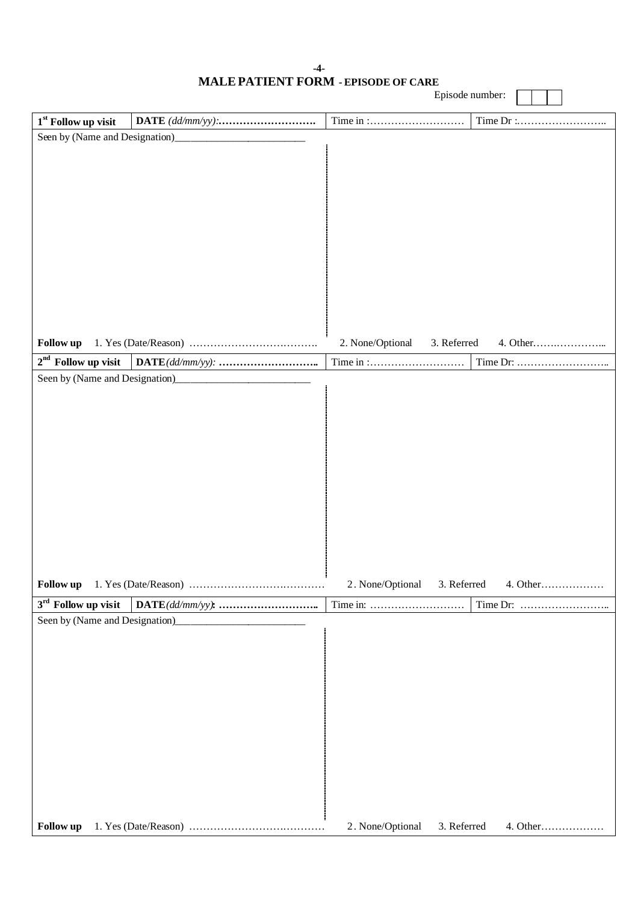# MALE PATIENT FORM - EPISODE OF CARE

Episode number: | | | |

| 1st Follow up visit | DATE *(dd/mm/yy)*:………………………. | Time in :……………………… | Time Dr :…………………….. |
|---|---|---|---|

Seen by (Name and Designation)___________________________

**Follow up** 1. Yes (Date/Reason) ………………………………. 2. None/Optional 3. Referred 4. Other…….…………..

| 2nd Follow up visit | DATE *(dd/mm/yy)*: ……………………….. | Time in :……………………… | Time Dr: …………………….. |
|---|---|---|---|

Seen by (Name and Designation)___________________________

**Follow up** 1. Yes (Date/Reason) ………………………………… 2. None/Optional 3. Referred 4. Other………………

| 3rd Follow up visit | DATE *(dd/mm/yy)*: ……………………….. | Time in: ……………………… | Time Dr: …………………….. |
|---|---|---|---|

Seen by (Name and Designation)___________________________

**Follow up** 1. Yes (Date/Reason) ………………………………… 2. None/Optional 3. Referred 4. Other………………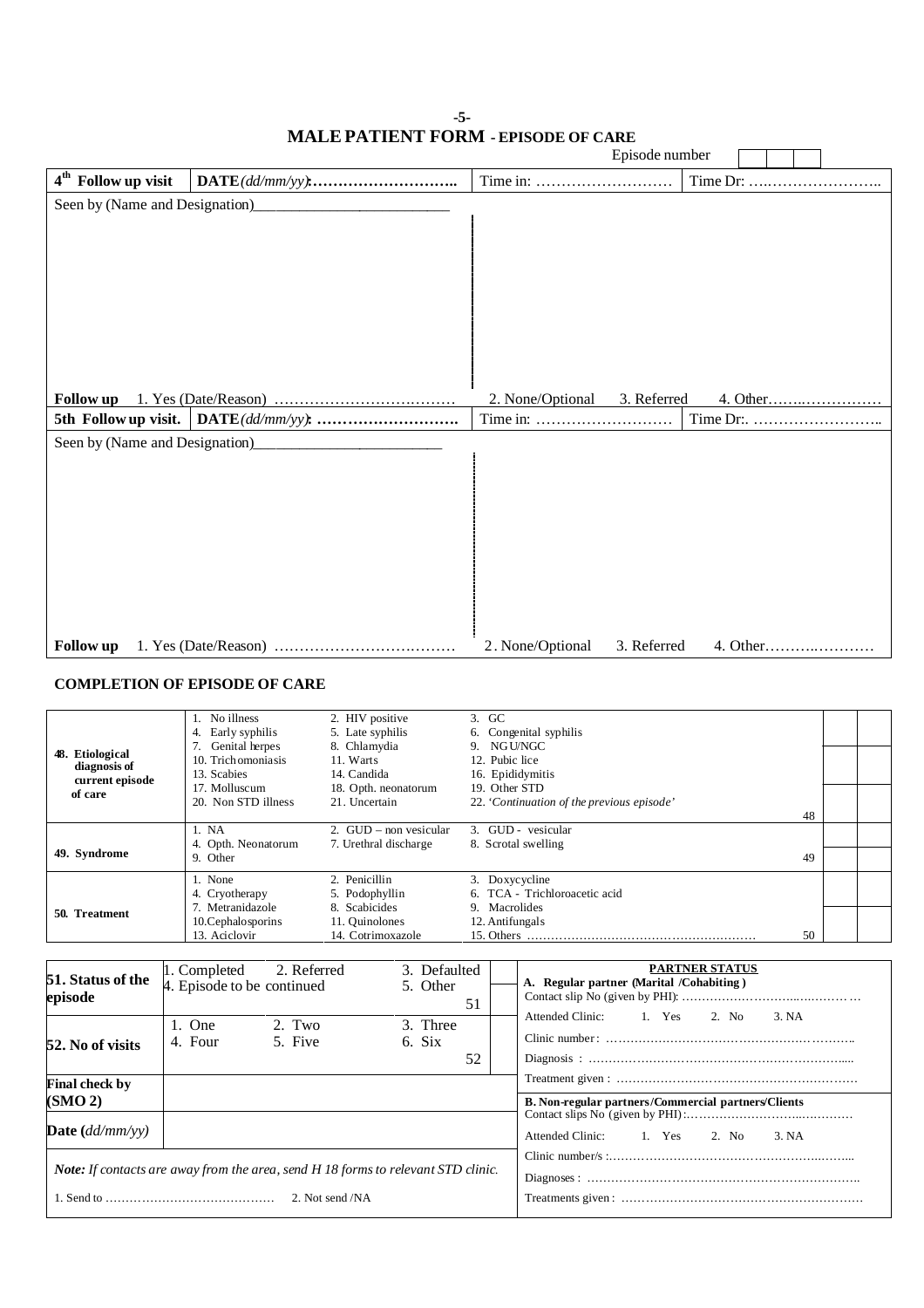# MALE PATIENT FORM - EPISODE OF CARE

Episode number | | | |

| 4th Follow up visit | DATE *(dd/mm/yy)*: ……………………….. | Time in: ……………………… | Time Dr: ……………………….. |
|---|---|---|---|
| Seen by (Name and Designation)\_\_\_\_\_\_\_\_\_\_\_\_\_\_\_\_\_\_\_\_\_\_\_\_\_ | | | |
| **Follow up** 1. Yes (Date/Reason) ……………………………… | 2. None/Optional | 3. Referred | 4. Other……………… |
| **5th Follow up visit.** | DATE *(dd/mm/yy)*: ……………………….. | Time in: ……………………… | Time Dr:. …………………….. |
| Seen by (Name and Designation)\_\_\_\_\_\_\_\_\_\_\_\_\_\_\_\_\_\_\_\_\_\_\_\_\_ | | | |
| **Follow up** 1. Yes (Date/Reason) ……………………………… | 2. None/Optional | 3. Referred | 4. Other……………… |

**COMPLETION OF EPISODE OF CARE**

| | | | | | |
|---|---|---|---|---|---|
| **48. Etiological diagnosis of current episode of care** | 1. No illness<br>4. Early syphilis<br>7. Genital herpes<br>10. Trichomoniasis<br>13. Scabies<br>17. Molluscum<br>20. Non STD illness | 2. HIV positive<br>5. Late syphilis<br>8. Chlamydia<br>11. Warts<br>14. Candida<br>18. Opth. neonatorum<br>21. Uncertain | 3. GC<br>6. Congenital syphilis<br>9. NGU/NGC<br>12. Pubic lice<br>16. Epididymitis<br>19. Other STD<br>22. '*Continuation of the previous episode*' 48 | | |
| **49. Syndrome** | 1. NA<br>4. Opth. Neonatorum<br>9. Other | 2. GUD – non vesicular<br>7. Urethral discharge | 3. GUD - vesicular<br>8. Scrotal swelling 49 | | |
| **50. Treatment** | 1. None<br>4. Cryotherapy<br>7. Metranidazole<br>10.Cephalosporins<br>13. Aciclovir | 2. Penicillin<br>5. Podophyllin<br>8. Scabicides<br>11. Quinolones<br>14. Cotrimoxazole | 3. Doxycycline<br>6. TCA - Trichloroacetic acid<br>9. Macrolides<br>12. Antifungals<br>15. Others ……………………………………………… 50 | | |

| | | | | | |
|---|---|---|---|---|---|
| **51. Status of the episode** | 1. Completed<br>4. Episode to be continued | 2. Referred | 3. Defaulted<br>5. Other 51 | | **PARTNER STATUS**<br>**A. Regular partner (Marital /Cohabiting )**<br>Contact slip No (given by PHI): ……………………………………<br>Attended Clinic: 1. Yes 2. No 3. NA<br>Clinic number: ……………………………………………………<br>Diagnosis : ………………………………………………………<br>Treatment given : ………………………………………………… |
| **52. No of visits** | 1. One<br>4. Four | 2. Two<br>5. Five | 3. Three<br>6. Six 52 | | |
| **Final check by (SMO 2)** | | | | | **B. Non-regular partners/Commercial partners/Clients**<br>Contact slips No (given by PHI):……………………………………<br>Attended Clinic: 1. Yes 2. No 3. NA<br>Clinic number/s :…………………………………………………<br>Diagnoses : ………………………………………………………<br>Treatments given : ………………………………………………… |
| **Date** *(dd/mm/yy)* | | | | | |
| ***Note:** If contacts are away from the area, send H 18 forms to relevant STD clinic.*<br>1. Send to …………………………………… 2. Not send /NA | | | | | |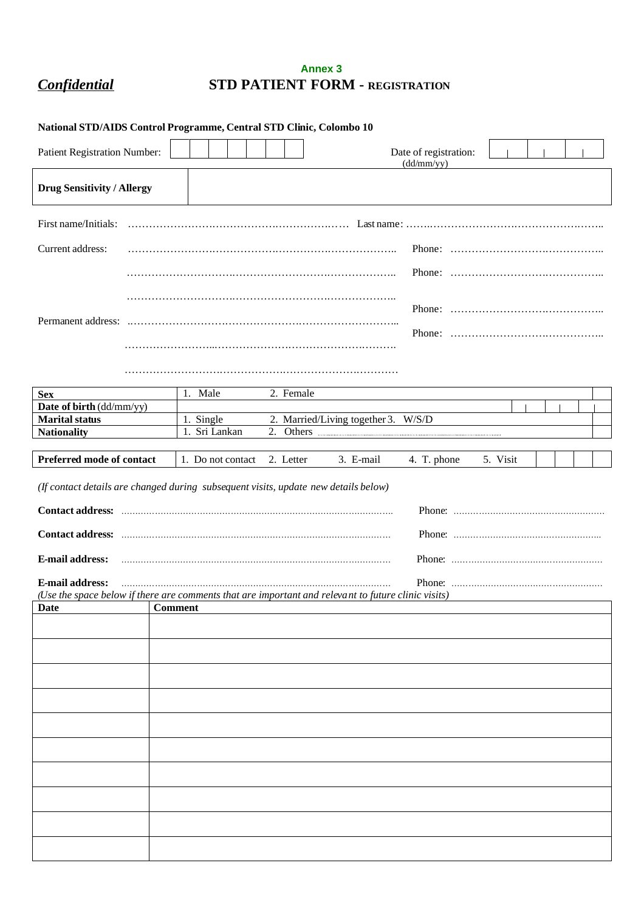**Annex 3**

***Confidential***

# STD PATIENT FORM - REGISTRATION

**National STD/AIDS Control Programme, Central STD Clinic, Colombo 10**

Patient Registration Number: | | | | | | | | |    Date of registration: | | | (dd/mm/yy)

| **Drug Sensitivity / Allergy** | |
|---|---|

First name/Initials: ……………………………………………………… Last name: ……………………………………………………

Current address: …………………………………………………………………… Phone: ……………………………………

…………………………………………………………………… Phone: ……………………………………

…………………………………………………………………… Phone: ……………………………………

Permanent address: …………………………………………………………………… Phone: ……………………………………

……………………………………………………………………

……………………………………………………………………

| | | | | |
|---|---|---|---|---|
| **Sex** | 1. Male | 2. Female | | |
| **Date of birth** (dd/mm/yy) | | | | \| \| \| |
| **Marital status** | 1. Single | 2. Married/Living together | 3. W/S/D | |
| **Nationality** | 1. Sri Lankan | 2. Others ………… | | |

| **Preferred mode of contact** | 1. Do not contact | 2. Letter | 3. E-mail | 4. T. phone | 5. Visit | | | | |
|---|---|---|---|---|---|---|---|---|---|

*(If contact details are changed during subsequent visits, update new details below)*

**Contact address:** …………………………………………………………… Phone: ……………………………………

**Contact address:** …………………………………………………………… Phone: ……………………………………

**E-mail address:** …………………………………………………………… Phone: ……………………………………

**E-mail address:** …………………………………………………………… Phone: ……………………………………

*(Use the space below if there are comments that are important and relevant to future clinic visits)*

| **Date** | **Comment** |
|---|---|
| | |
| | |
| | |
| | |
| | |
| | |
| | |
| | |
| | |
| | |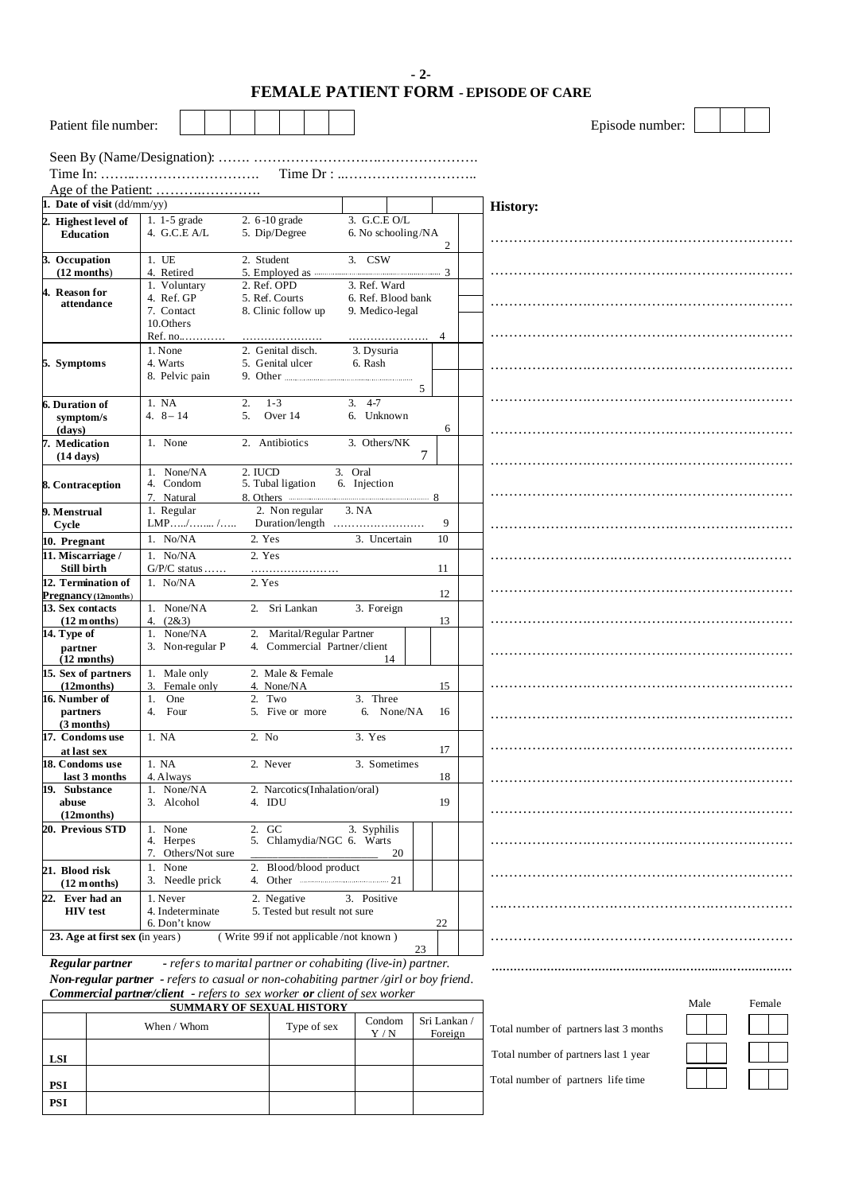# FEMALE PATIENT FORM - EPISODE OF CARE

Patient file number: | | | | | | | | |

Episode number: | | | |

Seen By (Name/Designation): ……. ………………………………………….

Time In: …….……………………. Time Dr : …………………………..

Age of the Patient: ……….………….

| | | | |
|---|---|---|---|
| **1. Date of visit** (dd/mm/yy) | | | |
| **2. Highest level of Education** | 1. 1-5 grade 2. 6-10 grade 3. G.C.E O/L<br>4. G.C.E A/L 5. Dip/Degree 6. No schooling/NA | 2 | |
| **3. Occupation (12 months)** | 1. UE 2. Student 3. CSW<br>4. Retired 5. Employed as …………… | 3 | |
| **4. Reason for attendance** | 1. Voluntary 2. Ref. OPD 3. Ref. Ward<br>4. Ref. GP 5. Ref. Courts 6. Ref. Blood bank<br>7. Contact 8. Clinic follow up 9. Medico-legal<br>10.Others<br>Ref. no.………… …………………. …………………. | 4 | |
| **5. Symptoms** | 1. None 2. Genital disch. 3. Dysuria<br>4. Warts 5. Genital ulcer 6. Rash<br>8. Pelvic pain 9. Other …………… | 5 | |
| **6. Duration of symptom/s (days)** | 1. NA 2. 1-3 3. 4-7<br>4. 8 – 14 5. Over 14 6. Unknown | 6 | |
| **7. Medication (14 days)** | 1. None 2. Antibiotics 3. Others/NK | 7 | |
| **8. Contraception** | 1. None/NA 2. IUCD 3. Oral<br>4. Condom 5. Tubal ligation 6. Injection<br>7. Natural 8. Others …………… | 8 | |
| **9. Menstrual Cycle** | 1. Regular 2. Non regular 3. NA<br>LMP…../…….. /….. Duration/length ……………………. | 9 | |
| **10. Pregnant** | 1. No/NA 2. Yes 3. Uncertain | 10 | |
| **11. Miscarriage / Still birth** | 1. No/NA 2. Yes<br>G/P/C status…… ……………………. | 11 | |
| **12. Termination of Pregnancy (12months)** | 1. No/NA 2. Yes | 12 | |
| **13. Sex contacts (12 months)** | 1. None/NA 2. Sri Lankan 3. Foreign<br>4. (2&3) | 13 | |
| **14. Type of partner (12 months)** | 1. None/NA 2. Marital/Regular Partner<br>3. Non-regular P 4. Commercial Partner/client | 14 | |
| **15. Sex of partners (12months)** | 1. Male only 2. Male & Female<br>3. Female only 4. None/NA | 15 | |
| **16. Number of partners (3 months)** | 1. One 2. Two 3. Three<br>4. Four 5. Five or more 6. None/NA | 16 | |
| **17. Condoms use at last sex** | 1. NA 2. No 3. Yes | 17 | |
| **18. Condoms use last 3 months** | 1. NA 2. Never 3. Sometimes<br>4. Always | 18 | |
| **19. Substance abuse (12months)** | 1. None/NA 2. Narcotics(Inhalation/oral)<br>3. Alcohol 4. IDU | 19 | |
| **20. Previous STD** | 1. None 2. GC 3. Syphilis<br>4. Herpes 5. Chlamydia/NGC 6. Warts<br>7. Others/Not sure ______________ | 20 | |
| **21. Blood risk (12 months)** | 1. None 2. Blood/blood product<br>3. Needle prick 4. Other …………… | 21 | |
| **22. Ever had an HIV test** | 1. Never 2. Negative 3. Positive<br>4. Indeterminate 5. Tested but result not sure<br>6. Don't know | 22 | |
| **23. Age at first sex** (in years) | (Write 99 if not applicable /not known ) | 23 | |

***Regular partner*** *- refers to marital partner or cohabiting (live-in) partner.*
***Non-regular partner*** *- refers to casual or non-cohabiting partner /girl or boy friend.*
***Commercial partner/client*** *- refers to sex worker **or** client of sex worker*

**History:**

………………………………………………………………
………………………………………………………………
………………………………………………………………
………………………………………………………………
………………………………………………………………
………………………………………………………………
………………………………………………………………
………………………………………………………………
………………………………………………………………
………………………………………………………………
………………………………………………………………
………………………………………………………………
………………………………………………………………
………………………………………………………………
………………………………………………………………
………………………………………………………………
………………………………………………………………
………………………………………………………………
………………………………………………………………
………………………………………………………………
………………………………………………………………
………………………………………………………………

| SUMMARY OF SEXUAL HISTORY | | | | |
|---|---|---|---|---|
| | When / Whom | Type of sex | Condom Y / N | Sri Lankan / Foreign |
| **LSI** | | | | |
| **PSI** | | | | |
| **PSI** | | | | |

| | Male | Female |
|---|---|---|
| Total number of partners last 3 months | | |
| Total number of partners last 1 year | | |
| Total number of partners life time | | |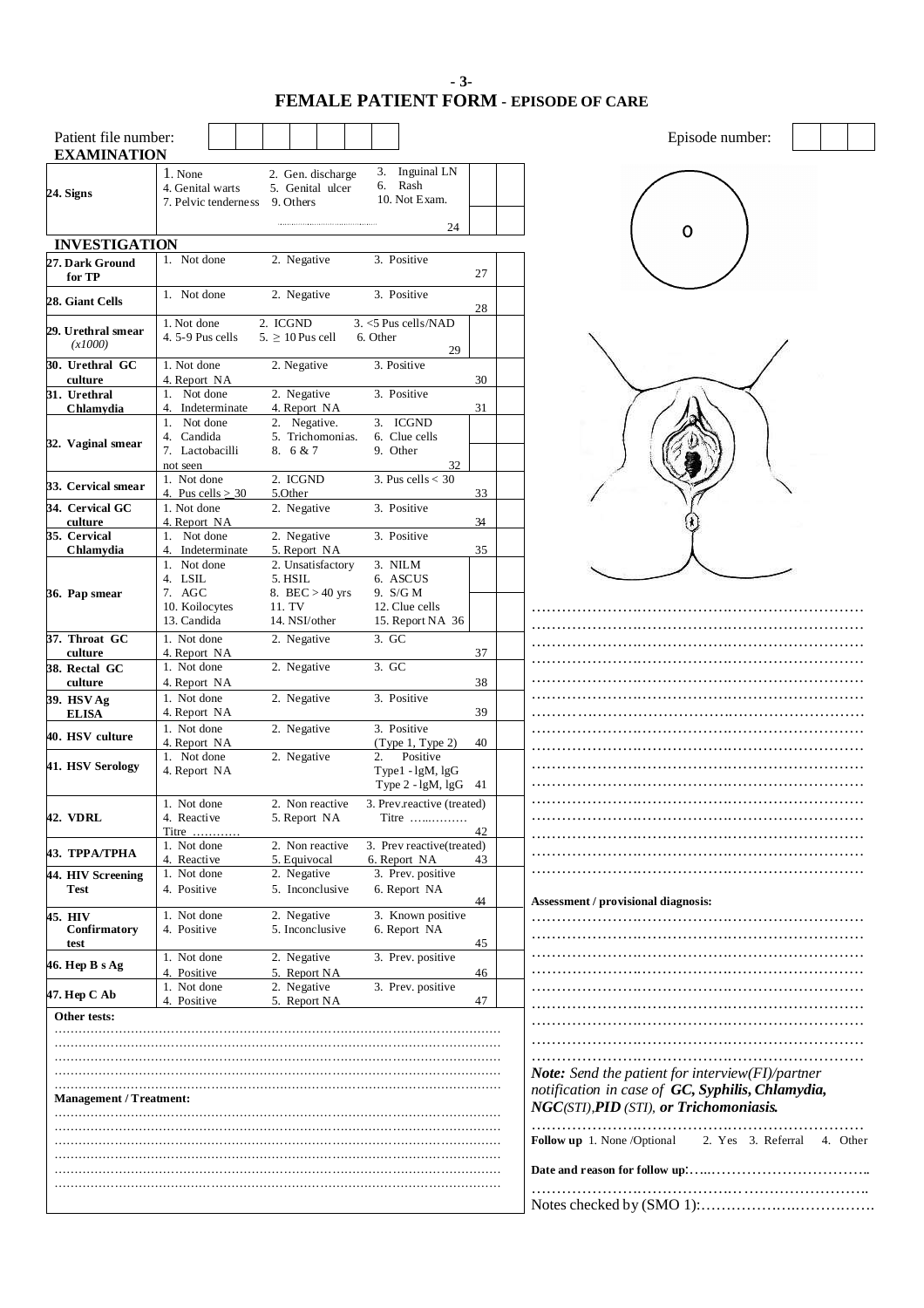# FEMALE PATIENT FORM - EPISODE OF CARE

Patient file number: ☐☐☐☐☐☐☐☐ | Episode number: ☐☐☐

## EXAMINATION

| | | | |
|---|---|---|---|
| **24. Signs** | 1. None 2. Gen. discharge 3. Inguinal LN 4. Genital warts 5. Genital ulcer 6. Rash 7. Pelvic tenderness 9. Others ........................ 10. Not Exam. 24 | | |

## INVESTIGATION

| | | |
|---|---|---|
| **27. Dark Ground for TP** | 1. Not done 2. Negative 3. Positive 27 | |
| **28. Giant Cells** | 1. Not done 2. Negative 3. Positive 28 | |
| **29. Urethral smear** *(x1000)* | 1. Not done 2. ICGND 3. <5 Pus cells/NAD 4. 5-9 Pus cells 5. ≥ 10 Pus cell 6. Other 29 | |
| **30. Urethral GC culture** | 1. Not done 2. Negative 3. Positive 4. Report NA 30 | |
| **31. Urethral Chlamydia** | 1. Not done 2. Negative 3. Positive 4. Indeterminate 4. Report NA 31 | |
| **32. Vaginal smear** | 1. Not done 2. Negative. 3. ICGND 4. Candida 5. Trichomonias. 6. Clue cells 7. Lactobacilli not seen 8. 6 & 7 9. Other 32 | |
| **33. Cervical smear** | 1. Not done 2. ICGND 3. Pus cells < 30 4. Pus cells > 30 5.Other 33 | |
| **34. Cervical GC culture** | 1. Not done 2. Negative 3. Positive 4. Report NA 34 | |
| **35. Cervical Chlamydia** | 1. Not done 2. Negative 3. Positive 4. Indeterminate 5. Report NA 35 | |
| **36. Pap smear** | 1. Not done 2. Unsatisfactory 3. NILM 4. LSIL 5. HSIL 6. ASCUS 7. AGC 8. BEC > 40 yrs 9. S/G M 10. Koilocytes 11. TV 12. Clue cells 13. Candida 14. NSI/other 15. Report NA 36 | |
| **37. Throat GC culture** | 1. Not done 2. Negative 3. GC 4. Report NA 37 | |
| **38. Rectal GC culture** | 1. Not done 2. Negative 3. GC 4. Report NA 38 | |
| **39. HSV Ag ELISA** | 1. Not done 2. Negative 3. Positive 4. Report NA 39 | |
| **40. HSV culture** | 1. Not done 2. Negative 3. Positive 4. Report NA (Type 1, Type 2) 40 | |
| **41. HSV Serology** | 1. Not done 2. Negative 2. Positive 4. Report NA Type1 - lgM, lgG Type 2 - lgM, lgG 41 | |
| **42. VDRL** | 1. Not done 2. Non reactive 3. Prev.reactive (treated) 4. Reactive 5. Report NA Titre .............. Titre ............ 42 | |
| **43. TPPA/TPHA** | 1. Not done 2. Non reactive 3. Prev reactive(treated) 4. Reactive 5. Equivocal 6. Report NA 43 | |
| **44. HIV Screening Test** | 1. Not done 2. Negative 3. Prev. positive 4. Positive 5. Inconclusive 6. Report NA 44 | |
| **45. HIV Confirmatory test** | 1. Not done 2. Negative 3. Known positive 4. Positive 5. Inconclusive 6. Report NA 45 | |
| **46. Hep B s Ag** | 1. Not done 2. Negative 3. Prev. positive 4. Positive 5. Report NA 46 | |
| **47. Hep C Ab** | 1. Not done 2. Negative 3. Prev. positive 4. Positive 5. Report NA 47 | |

**Other tests:**

..........................................................................................

..........................................................................................

..........................................................................................

..........................................................................................

**Management / Treatment:**

..........................................................................................

..........................................................................................

..........................................................................................

..........................................................................................

..........................................................................................

O

..........................................................................................

..........................................................................................

..........................................................................................

..........................................................................................

**Assessment / provisional diagnosis:**

..........................................................................................

..........................................................................................

..........................................................................................

..........................................................................................

***Note:*** *Send the patient for interview(FI)/partner notification in case of* ***GC, Syphilis, Chlamydia, NGC****(STI),* ***PID*** *(STI),* ***or Trichomoniasis.***

..........................................................................................

**Follow up** 1. None /Optional 2. Yes 3. Referral 4. Other

**Date and reason for follow up**:..........................................

..........................................................................................

Notes checked by (SMO 1):..........................................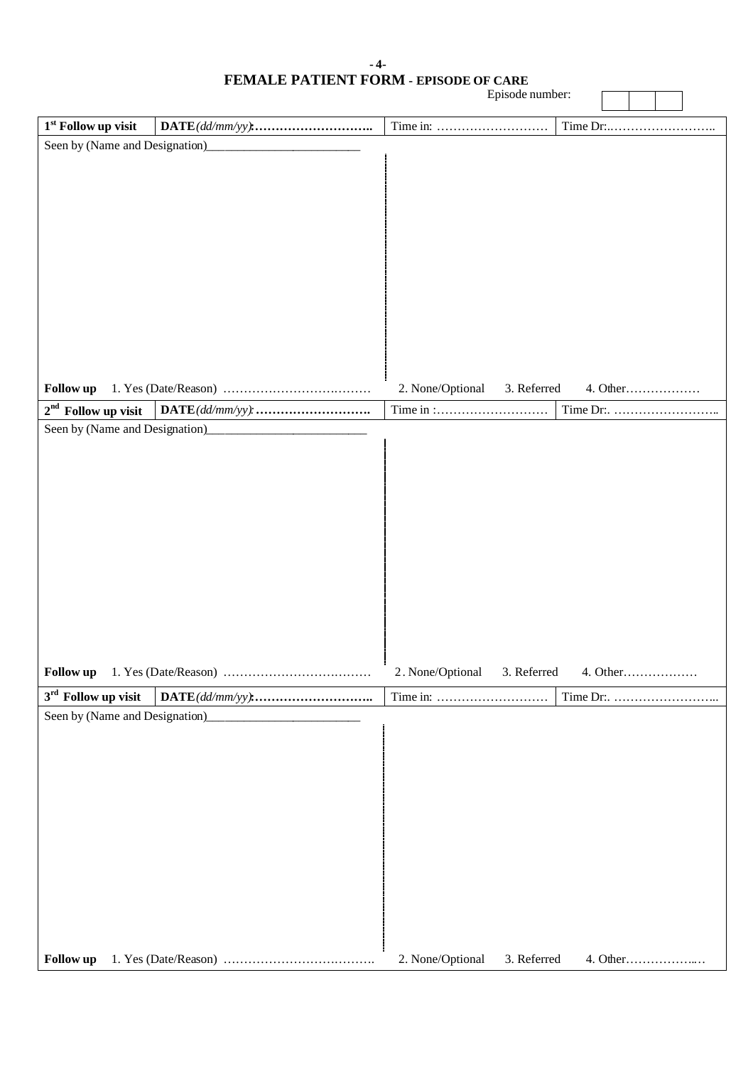# FEMALE PATIENT FORM - EPISODE OF CARE

Episode number: | | | |

| 1st Follow up visit | DATE *(dd/mm/yy)*:……………………….. | Time in: ……………………… | Time Dr:..…………………….. |
|---|---|---|---|

Seen by (Name and Designation)________________________

**Follow up** 1. Yes (Date/Reason) ……………………….……… 2. None/Optional 3. Referred 4. Other………………

| 2nd Follow up visit | DATE *(dd/mm/yy)*: ……………………….. | Time in :……………………… | Time Dr:. …………………….. |
|---|---|---|---|

Seen by (Name and Designation)________________________

**Follow up** 1. Yes (Date/Reason) ……………………….……… 2. None/Optional 3. Referred 4. Other………………

| 3rd Follow up visit | DATE *(dd/mm/yy)*:……………………….. | Time in: ……………………… | Time Dr:. ……………………... |
|---|---|---|---|

Seen by (Name and Designation)________________________

**Follow up** 1. Yes (Date/Reason) ……………………….………. 2. None/Optional 3. Referred 4. Other……………..…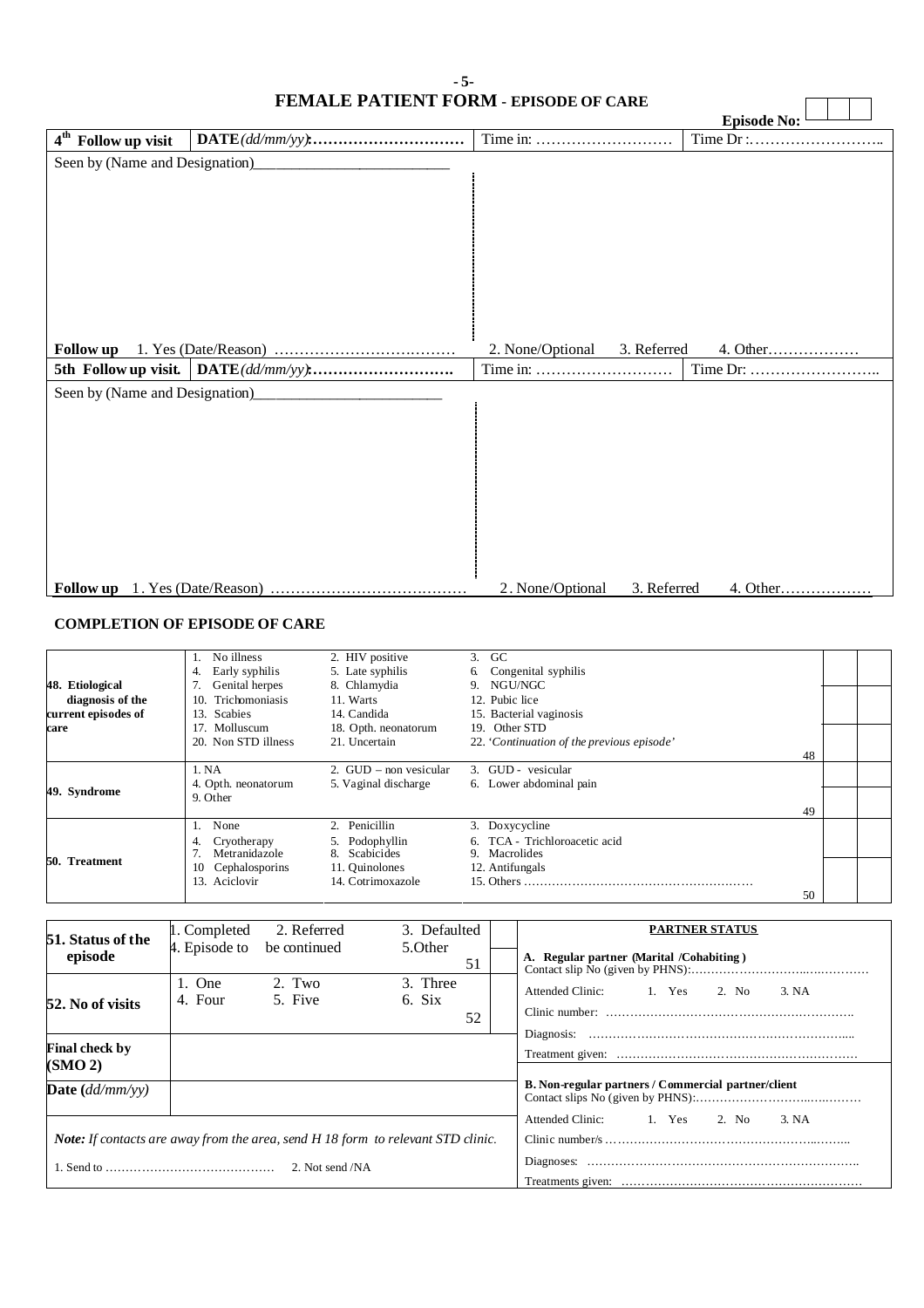# FEMALE PATIENT FORM - EPISODE OF CARE

Episode No: [ | | ]

| 4th Follow up visit | DATE *(dd/mm/yy)*:………………………… | Time in: ……………………… | Time Dr :…………………….. |
|---|---|---|---|

Seen by (Name and Designation)\_\_\_\_\_\_\_\_\_\_\_\_\_\_\_\_\_\_\_\_\_\_\_\_\_\_

**Follow up** 1. Yes (Date/Reason) ……………………………… 2. None/Optional 3. Referred 4. Other………………

| 5th Follow up visit. | DATE *(dd/mm/yy)*:………………………. | Time in: ……………………… | Time Dr: …………………….. |
|---|---|---|---|

Seen by (Name and Designation)\_\_\_\_\_\_\_\_\_\_\_\_\_\_\_\_\_\_\_\_\_\_\_\_\_\_

**Follow up** 1. Yes (Date/Reason) ………………………………… 2. None/Optional 3. Referred 4. Other………………

## COMPLETION OF EPISODE OF CARE

| | | | | |
|---|---|---|---|---|
| **48. Etiological diagnosis of the current episodes of care** | 1. No illness<br>4. Early syphilis<br>7. Genital herpes<br>10. Trichomoniasis<br>13. Scabies<br>17. Molluscum<br>20. Non STD illness | 2. HIV positive<br>5. Late syphilis<br>8. Chlamydia<br>11. Warts<br>14. Candida<br>18. Opth. neonatorum<br>21. Uncertain | 3. GC<br>6. Congenital syphilis<br>9. NGU/NGC<br>12. Pubic lice<br>15. Bacterial vaginosis<br>19. Other STD<br>22. *'Continuation of the previous episode'* | 48 |
| **49. Syndrome** | 1. NA<br>4. Opth. neonatorum<br>9. Other | 2. GUD – non vesicular<br>5. Vaginal discharge | 3. GUD - vesicular<br>6. Lower abdominal pain | 49 |
| **50. Treatment** | 1. None<br>4. Cryotherapy<br>7. Metranidazole<br>10 Cephalosporins<br>13. Aciclovir | 2. Penicillin<br>5. Podophyllin<br>8. Scabicides<br>11. Quinolones<br>14. Cotrimoxazole | 3. Doxycycline<br>6. TCA - Trichloroacetic acid<br>9. Macrolides<br>12. Antifungals<br>15. Others ……………………………………………… | 50 |

| | | |
|---|---|---|
| **51. Status of the episode** | 1. Completed 2. Referred 3. Defaulted<br>4. Episode to be continued 5.Other | 51 |
| **52. No of visits** | 1. One 2. Two 3. Three<br>4. Four 5. Five 6. Six | 52 |
| **Final check by (SMO 2)** | | |
| **Date** *(dd/mm/yy)* | | |

***Note:** If contacts are away from the area, send H 18 form to relevant STD clinic.*

1. Send to …………………………………… 2. Not send /NA

**PARTNER STATUS**

**A. Regular partner (Marital /Cohabiting )**
Contact slip No (given by PHNS):…………………………………………
Attended Clinic: 1. Yes 2. No 3. NA
Clinic number: …………………………………………………….
Diagnosis: ……………………………………………………….
Treatment given: ………………………………………………….

**B. Non-regular partners / Commercial partner/client**
Contact slips No (given by PHNS):…………………………………
Attended Clinic: 1. Yes 2. No 3. NA
Clinic number/s ……………………………………………………..
Diagnoses: ……………………………………………………….
Treatments given: ……………………………………………….